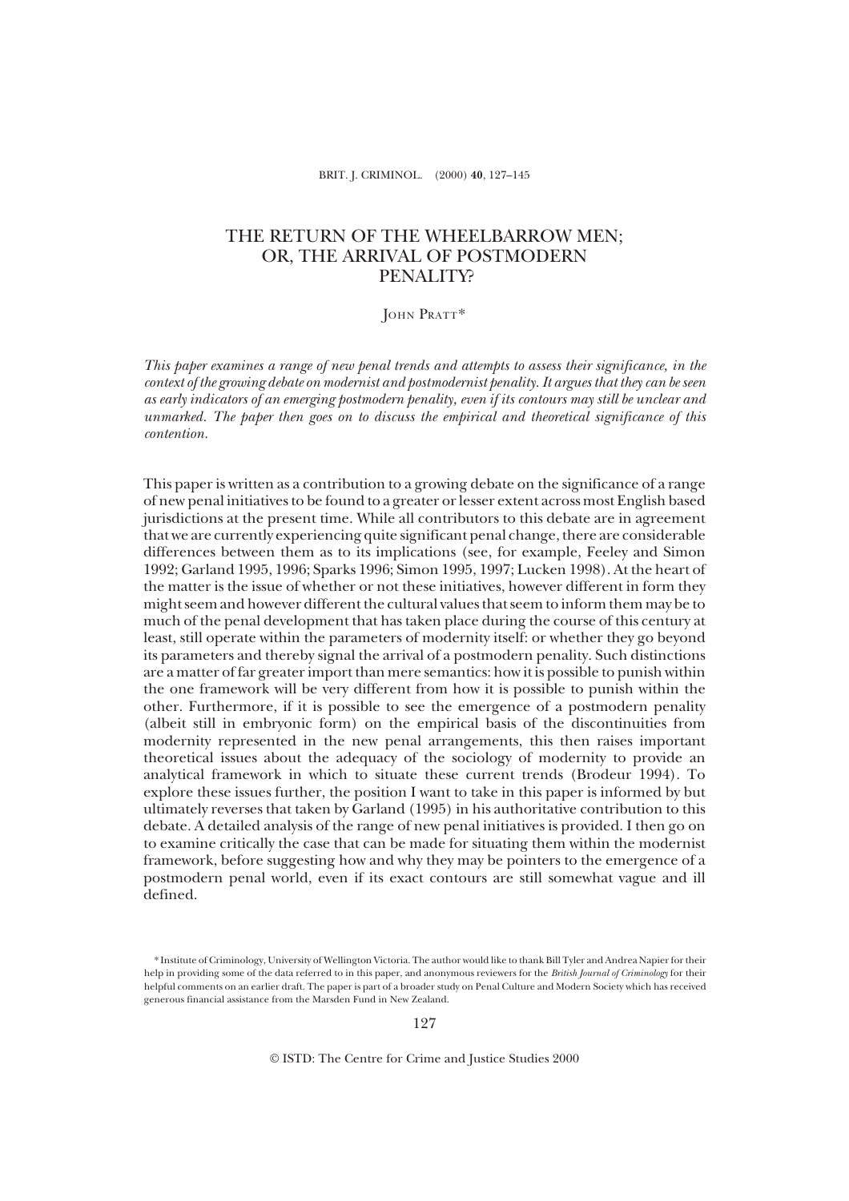# THE RETURN OF THE WHEELBARROW MEN; OR, THE ARRIVAL OF POSTMODERN PENALITY?

John Pratt*

*This paper examines a range of new penal trends and attempts to assess their significance, in the context of the growing debate on modernist and postmodernist penality. It argues that they can be seen as early indicators of an emerging postmodern penality, even if its contours may still be unclear and unmarked. The paper then goes on to discuss the empirical and theoretical significance of this contention.*

This paper is written as a contribution to a growing debate on the significance of a range of new penal initiatives to be found to a greater or lesser extent across most English based jurisdictions at the present time. While all contributors to this debate are in agreement that we are currently experiencing quite significant penal change, there are considerable differences between them as to its implications (see, for example, Feeley and Simon 1992; Garland 1995, 1996; Sparks 1996; Simon 1995, 1997; Lucken 1998). At the heart of the matter is the issue of whether or not these initiatives, however different in form they might seem and however different the cultural values that seem to inform them may be to much of the penal development that has taken place during the course of this century at least, still operate within the parameters of modernity itself: or whether they go beyond its parameters and thereby signal the arrival of a postmodern penality. Such distinctions are a matter of far greater import than mere semantics: how it is possible to punish within the one framework will be very different from how it is possible to punish within the other. Furthermore, if it is possible to see the emergence of a postmodern penality (albeit still in embryonic form) on the empirical basis of the discontinuities from modernity represented in the new penal arrangements, this then raises important theoretical issues about the adequacy of the sociology of modernity to provide an analytical framework in which to situate these current trends (Brodeur 1994). To explore these issues further, the position I want to take in this paper is informed by but ultimately reverses that taken by Garland (1995) in his authoritative contribution to this debate. A detailed analysis of the range of new penal initiatives is provided. I then go on to examine critically the case that can be made for situating them within the modernist framework, before suggesting how and why they may be pointers to the emergence of a postmodern penal world, even if its exact contours are still somewhat vague and ill defined.

\* Institute of Criminology, University of Wellington Victoria. The author would like to thank Bill Tyler and Andrea Napier for their help in providing some of the data referred to in this paper, and anonymous reviewers for the *British Journal of Criminology* for their helpful comments on an earlier draft. The paper is part of a broader study on Penal Culture and Modern Society which has received generous financial assistance from the Marsden Fund in New Zealand.

© ISTD: The Centre for Crime and Justice Studies 2000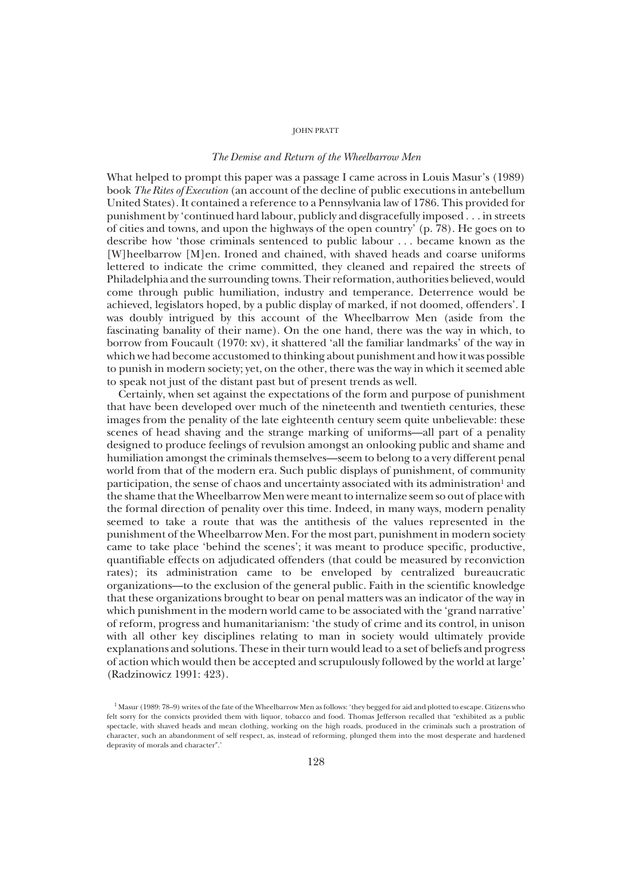## *The Demise and Return of the Wheelbarrow Men*

What helped to prompt this paper was a passage I came across in Louis Masur's (1989) book *The Rites of Execution* (an account of the decline of public executions in antebellum United States). It contained a reference to a Pennsylvania law of 1786. This provided for punishment by 'continued hard labour, publicly and disgracefully imposed . . . in streets of cities and towns, and upon the highways of the open country' (p. 78). He goes on to describe how 'those criminals sentenced to public labour . . . became known as the [W]heelbarrow [M]en. Ironed and chained, with shaved heads and coarse uniforms lettered to indicate the crime committed, they cleaned and repaired the streets of Philadelphia and the surrounding towns. Their reformation, authorities believed, would come through public humiliation, industry and temperance. Deterrence would be achieved, legislators hoped, by a public display of marked, if not doomed, offenders'. I was doubly intrigued by this account of the Wheelbarrow Men (aside from the fascinating banality of their name). On the one hand, there was the way in which, to borrow from Foucault (1970: xv), it shattered 'all the familiar landmarks' of the way in which we had become accustomed to thinking about punishment and how it was possible to punish in modern society; yet, on the other, there was the way in which it seemed able to speak not just of the distant past but of present trends as well.

Certainly, when set against the expectations of the form and purpose of punishment that have been developed over much of the nineteenth and twentieth centuries, these images from the penality of the late eighteenth century seem quite unbelievable: these scenes of head shaving and the strange marking of uniforms—all part of a penality designed to produce feelings of revulsion amongst an onlooking public and shame and humiliation amongst the criminals themselves—seem to belong to a very different penal world from that of the modern era. Such public displays of punishment, of community participation, the sense of chaos and uncertainty associated with its administration[1] and the shame that the Wheelbarrow Men were meant to internalize seem so out of place with the formal direction of penality over this time. Indeed, in many ways, modern penality seemed to take a route that was the antithesis of the values represented in the punishment of the Wheelbarrow Men. For the most part, punishment in modern society came to take place 'behind the scenes'; it was meant to produce specific, productive, quantifiable effects on adjudicated offenders (that could be measured by reconviction rates); its administration came to be enveloped by centralized bureaucratic organizations—to the exclusion of the general public. Faith in the scientific knowledge that these organizations brought to bear on penal matters was an indicator of the way in which punishment in the modern world came to be associated with the 'grand narrative' of reform, progress and humanitarianism: 'the study of crime and its control, in unison with all other key disciplines relating to man in society would ultimately provide explanations and solutions. These in their turn would lead to a set of beliefs and progress of action which would then be accepted and scrupulously followed by the world at large' (Radzinowicz 1991: 423).

[1] Masur (1989: 78–9) writes of the fate of the Wheelbarrow Men as follows: 'they begged for aid and plotted to escape. Citizens who felt sorry for the convicts provided them with liquor, tobacco and food. Thomas Jefferson recalled that "exhibited as a public spectacle, with shaved heads and mean clothing, working on the high roads, produced in the criminals such a prostration of character, such an abandonment of self respect, as, instead of reforming, plunged them into the most desperate and hardened depravity of morals and character".'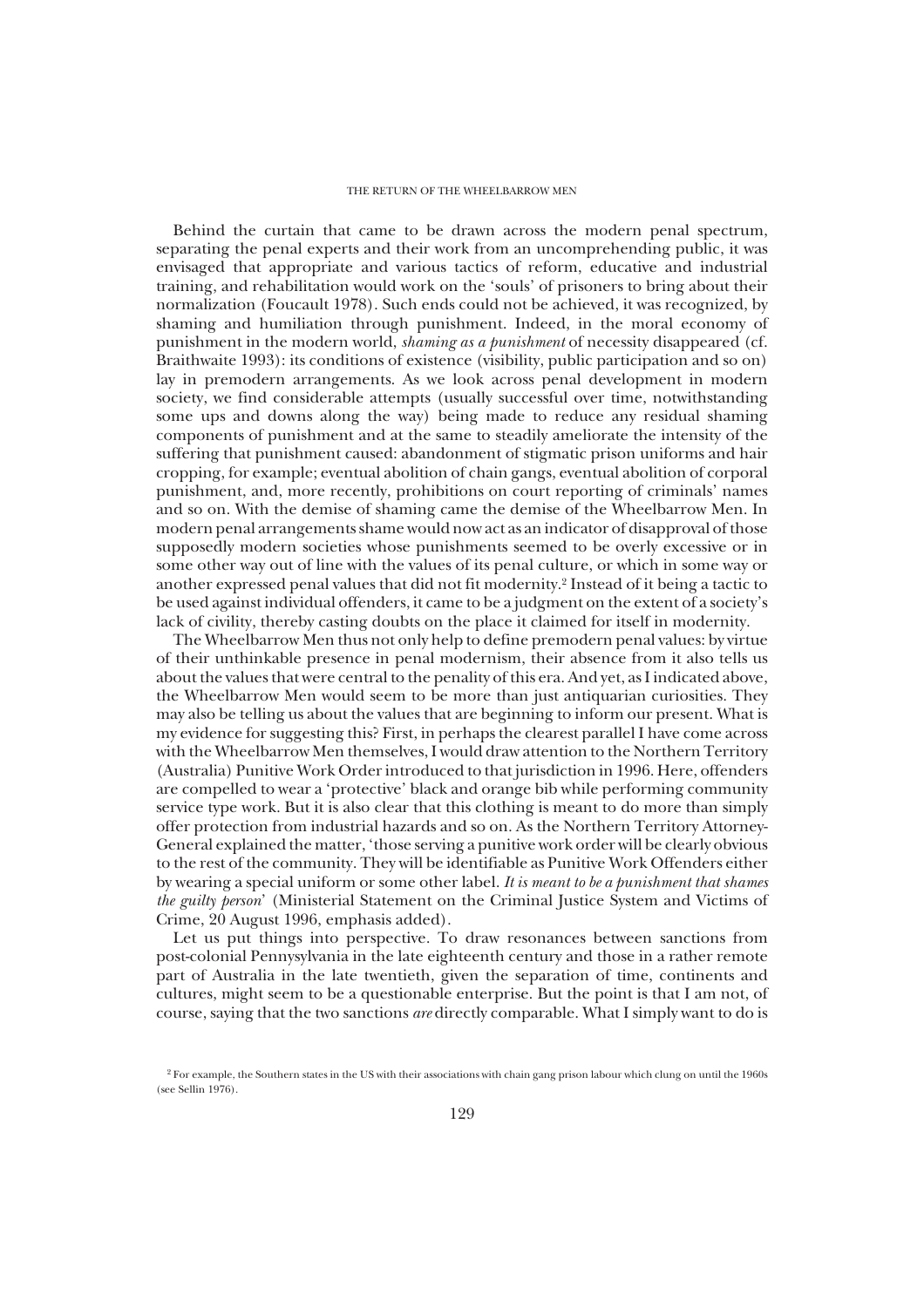Behind the curtain that came to be drawn across the modern penal spectrum, separating the penal experts and their work from an uncomprehending public, it was envisaged that appropriate and various tactics of reform, educative and industrial training, and rehabilitation would work on the 'souls' of prisoners to bring about their normalization (Foucault 1978). Such ends could not be achieved, it was recognized, by shaming and humiliation through punishment. Indeed, in the moral economy of punishment in the modern world, *shaming as a punishment* of necessity disappeared (cf. Braithwaite 1993): its conditions of existence (visibility, public participation and so on) lay in premodern arrangements. As we look across penal development in modern society, we find considerable attempts (usually successful over time, notwithstanding some ups and downs along the way) being made to reduce any residual shaming components of punishment and at the same to steadily ameliorate the intensity of the suffering that punishment caused: abandonment of stigmatic prison uniforms and hair cropping, for example; eventual abolition of chain gangs, eventual abolition of corporal punishment, and, more recently, prohibitions on court reporting of criminals' names and so on. With the demise of shaming came the demise of the Wheelbarrow Men. In modern penal arrangements shame would now act as an indicator of disapproval of those supposedly modern societies whose punishments seemed to be overly excessive or in some other way out of line with the values of its penal culture, or which in some way or another expressed penal values that did not fit modernity.[2] Instead of it being a tactic to be used against individual offenders, it came to be a judgment on the extent of a society's lack of civility, thereby casting doubts on the place it claimed for itself in modernity.

The Wheelbarrow Men thus not only help to define premodern penal values: by virtue of their unthinkable presence in penal modernism, their absence from it also tells us about the values that were central to the penality of this era. And yet, as I indicated above, the Wheelbarrow Men would seem to be more than just antiquarian curiosities. They may also be telling us about the values that are beginning to inform our present. What is my evidence for suggesting this? First, in perhaps the clearest parallel I have come across with the Wheelbarrow Men themselves, I would draw attention to the Northern Territory (Australia) Punitive Work Order introduced to that jurisdiction in 1996. Here, offenders are compelled to wear a 'protective' black and orange bib while performing community service type work. But it is also clear that this clothing is meant to do more than simply offer protection from industrial hazards and so on. As the Northern Territory Attorney-General explained the matter, 'those serving a punitive work order will be clearly obvious to the rest of the community. They will be identifiable as Punitive Work Offenders either by wearing a special uniform or some other label. *It is meant to be a punishment that shames the guilty person*' (Ministerial Statement on the Criminal Justice System and Victims of Crime, 20 August 1996, emphasis added).

Let us put things into perspective. To draw resonances between sanctions from post-colonial Pennysylvania in the late eighteenth century and those in a rather remote part of Australia in the late twentieth, given the separation of time, continents and cultures, might seem to be a questionable enterprise. But the point is that I am not, of course, saying that the two sanctions *are* directly comparable. What I simply want to do is

[2] For example, the Southern states in the US with their associations with chain gang prison labour which clung on until the 1960s (see Sellin 1976).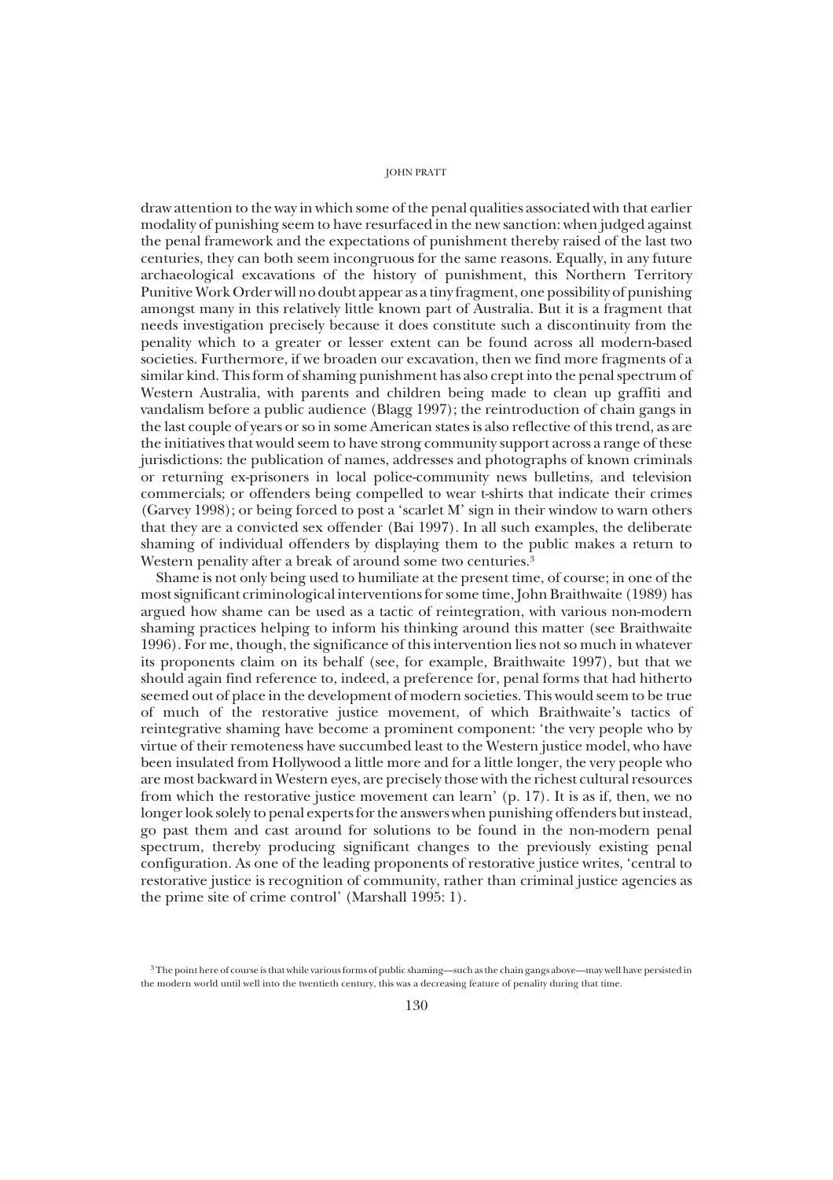draw attention to the way in which some of the penal qualities associated with that earlier modality of punishing seem to have resurfaced in the new sanction: when judged against the penal framework and the expectations of punishment thereby raised of the last two centuries, they can both seem incongruous for the same reasons. Equally, in any future archaeological excavations of the history of punishment, this Northern Territory Punitive Work Order will no doubt appear as a tiny fragment, one possibility of punishing amongst many in this relatively little known part of Australia. But it is a fragment that needs investigation precisely because it does constitute such a discontinuity from the penality which to a greater or lesser extent can be found across all modern-based societies. Furthermore, if we broaden our excavation, then we find more fragments of a similar kind. This form of shaming punishment has also crept into the penal spectrum of Western Australia, with parents and children being made to clean up graffiti and vandalism before a public audience (Blagg 1997); the reintroduction of chain gangs in the last couple of years or so in some American states is also reflective of this trend, as are the initiatives that would seem to have strong community support across a range of these jurisdictions: the publication of names, addresses and photographs of known criminals or returning ex-prisoners in local police-community news bulletins, and television commercials; or offenders being compelled to wear t-shirts that indicate their crimes (Garvey 1998); or being forced to post a 'scarlet M' sign in their window to warn others that they are a convicted sex offender (Bai 1997). In all such examples, the deliberate shaming of individual offenders by displaying them to the public makes a return to Western penality after a break of around some two centuries.[3]

Shame is not only being used to humiliate at the present time, of course; in one of the most significant criminological interventions for some time, John Braithwaite (1989) has argued how shame can be used as a tactic of reintegration, with various non-modern shaming practices helping to inform his thinking around this matter (see Braithwaite 1996). For me, though, the significance of this intervention lies not so much in whatever its proponents claim on its behalf (see, for example, Braithwaite 1997), but that we should again find reference to, indeed, a preference for, penal forms that had hitherto seemed out of place in the development of modern societies. This would seem to be true of much of the restorative justice movement, of which Braithwaite's tactics of reintegrative shaming have become a prominent component: 'the very people who by virtue of their remoteness have succumbed least to the Western justice model, who have been insulated from Hollywood a little more and for a little longer, the very people who are most backward in Western eyes, are precisely those with the richest cultural resources from which the restorative justice movement can learn' (p. 17). It is as if, then, we no longer look solely to penal experts for the answers when punishing offenders but instead, go past them and cast around for solutions to be found in the non-modern penal spectrum, thereby producing significant changes to the previously existing penal configuration. As one of the leading proponents of restorative justice writes, 'central to restorative justice is recognition of community, rather than criminal justice agencies as the prime site of crime control' (Marshall 1995: 1).

[3] The point here of course is that while various forms of public shaming—such as the chain gangs above—may well have persisted in the modern world until well into the twentieth century, this was a decreasing feature of penality during that time.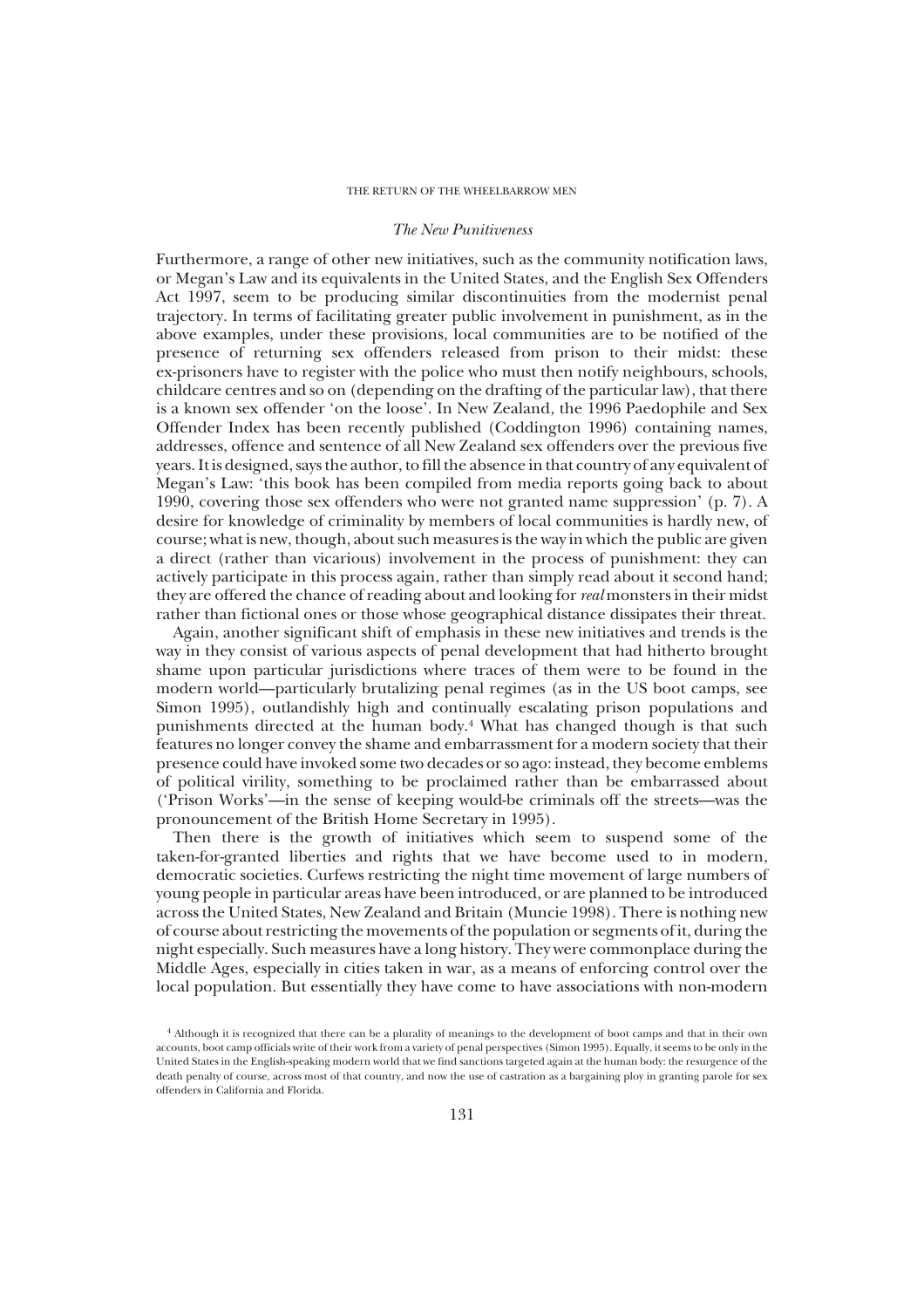### *The New Punitiveness*

Furthermore, a range of other new initiatives, such as the community notification laws, or Megan's Law and its equivalents in the United States, and the English Sex Offenders Act 1997, seem to be producing similar discontinuities from the modernist penal trajectory. In terms of facilitating greater public involvement in punishment, as in the above examples, under these provisions, local communities are to be notified of the presence of returning sex offenders released from prison to their midst: these ex-prisoners have to register with the police who must then notify neighbours, schools, childcare centres and so on (depending on the drafting of the particular law), that there is a known sex offender 'on the loose'. In New Zealand, the 1996 Paedophile and Sex Offender Index has been recently published (Coddington 1996) containing names, addresses, offence and sentence of all New Zealand sex offenders over the previous five years. It is designed, says the author, to fill the absence in that country of any equivalent of Megan's Law: 'this book has been compiled from media reports going back to about 1990, covering those sex offenders who were not granted name suppression' (p. 7). A desire for knowledge of criminality by members of local communities is hardly new, of course; what is new, though, about such measures is the way in which the public are given a direct (rather than vicarious) involvement in the process of punishment: they can actively participate in this process again, rather than simply read about it second hand; they are offered the chance of reading about and looking for *real* monsters in their midst rather than fictional ones or those whose geographical distance dissipates their threat.

Again, another significant shift of emphasis in these new initiatives and trends is the way in they consist of various aspects of penal development that had hitherto brought shame upon particular jurisdictions where traces of them were to be found in the modern world—particularly brutalizing penal regimes (as in the US boot camps, see Simon 1995), outlandishly high and continually escalating prison populations and punishments directed at the human body.[4] What has changed though is that such features no longer convey the shame and embarrassment for a modern society that their presence could have invoked some two decades or so ago: instead, they become emblems of political virility, something to be proclaimed rather than be embarrassed about ('Prison Works'—in the sense of keeping would-be criminals off the streets—was the pronouncement of the British Home Secretary in 1995).

Then there is the growth of initiatives which seem to suspend some of the taken-for-granted liberties and rights that we have become used to in modern, democratic societies. Curfews restricting the night time movement of large numbers of young people in particular areas have been introduced, or are planned to be introduced across the United States, New Zealand and Britain (Muncie 1998). There is nothing new of course about restricting the movements of the population or segments of it, during the night especially. Such measures have a long history. They were commonplace during the Middle Ages, especially in cities taken in war, as a means of enforcing control over the local population. But essentially they have come to have associations with non-modern

[4] Although it is recognized that there can be a plurality of meanings to the development of boot camps and that in their own accounts, boot camp officials write of their work from a variety of penal perspectives (Simon 1995). Equally, it seems to be only in the United States in the English-speaking modern world that we find sanctions targeted again at the human body: the resurgence of the death penalty of course, across most of that country, and now the use of castration as a bargaining ploy in granting parole for sex offenders in California and Florida.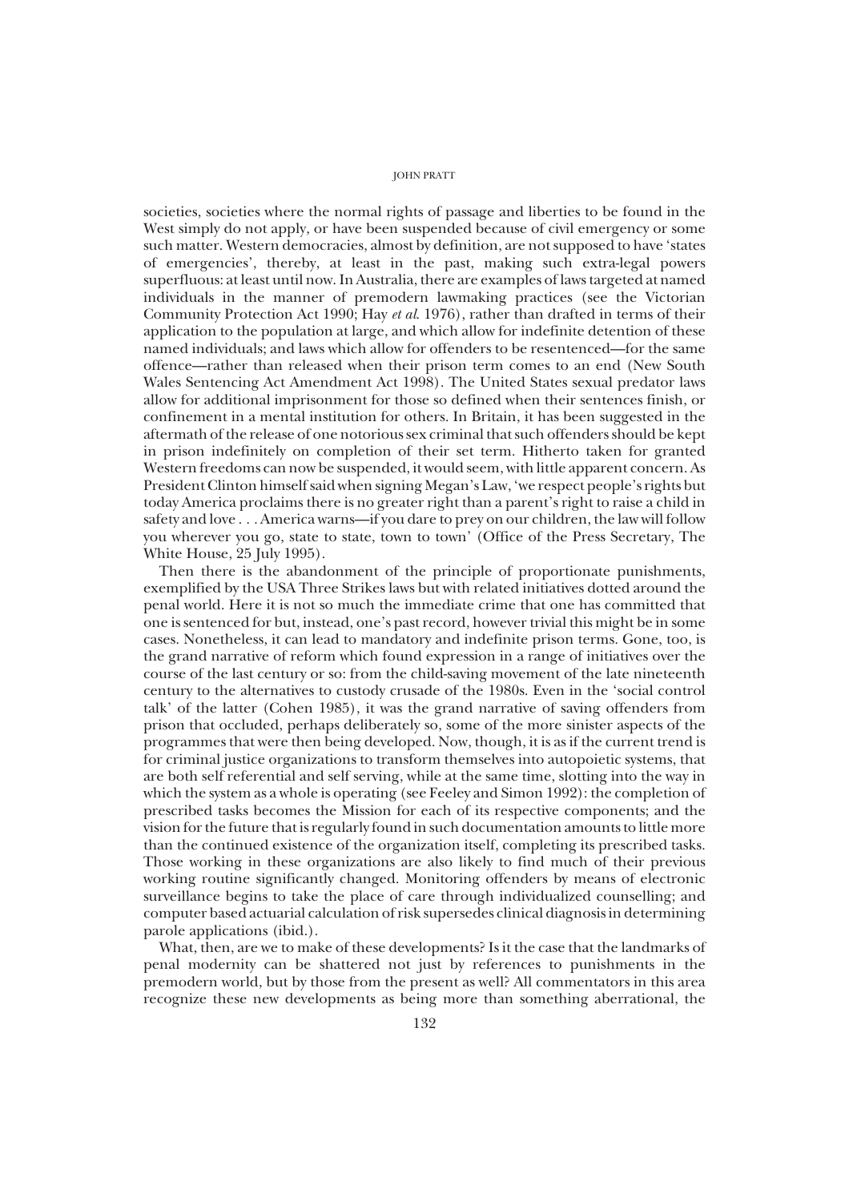societies, societies where the normal rights of passage and liberties to be found in the West simply do not apply, or have been suspended because of civil emergency or some such matter. Western democracies, almost by definition, are not supposed to have 'states of emergencies', thereby, at least in the past, making such extra-legal powers superfluous: at least until now. In Australia, there are examples of laws targeted at named individuals in the manner of premodern lawmaking practices (see the Victorian Community Protection Act 1990; Hay *et al*. 1976), rather than drafted in terms of their application to the population at large, and which allow for indefinite detention of these named individuals; and laws which allow for offenders to be resentenced—for the same offence—rather than released when their prison term comes to an end (New South Wales Sentencing Act Amendment Act 1998). The United States sexual predator laws allow for additional imprisonment for those so defined when their sentences finish, or confinement in a mental institution for others. In Britain, it has been suggested in the aftermath of the release of one notorious sex criminal that such offenders should be kept in prison indefinitely on completion of their set term. Hitherto taken for granted Western freedoms can now be suspended, it would seem, with little apparent concern. As President Clinton himself said when signing Megan's Law, 'we respect people's rights but today America proclaims there is no greater right than a parent's right to raise a child in safety and love . . . America warns—if you dare to prey on our children, the law will follow you wherever you go, state to state, town to town' (Office of the Press Secretary, The White House, 25 July 1995).

Then there is the abandonment of the principle of proportionate punishments, exemplified by the USA Three Strikes laws but with related initiatives dotted around the penal world. Here it is not so much the immediate crime that one has committed that one is sentenced for but, instead, one's past record, however trivial this might be in some cases. Nonetheless, it can lead to mandatory and indefinite prison terms. Gone, too, is the grand narrative of reform which found expression in a range of initiatives over the course of the last century or so: from the child-saving movement of the late nineteenth century to the alternatives to custody crusade of the 1980s. Even in the 'social control talk' of the latter (Cohen 1985), it was the grand narrative of saving offenders from prison that occluded, perhaps deliberately so, some of the more sinister aspects of the programmes that were then being developed. Now, though, it is as if the current trend is for criminal justice organizations to transform themselves into autopoietic systems, that are both self referential and self serving, while at the same time, slotting into the way in which the system as a whole is operating (see Feeley and Simon 1992): the completion of prescribed tasks becomes the Mission for each of its respective components; and the vision for the future that is regularly found in such documentation amounts to little more than the continued existence of the organization itself, completing its prescribed tasks. Those working in these organizations are also likely to find much of their previous working routine significantly changed. Monitoring offenders by means of electronic surveillance begins to take the place of care through individualized counselling; and computer based actuarial calculation of risk supersedes clinical diagnosis in determining parole applications (ibid.).

What, then, are we to make of these developments? Is it the case that the landmarks of penal modernity can be shattered not just by references to punishments in the premodern world, but by those from the present as well? All commentators in this area recognize these new developments as being more than something aberrational, the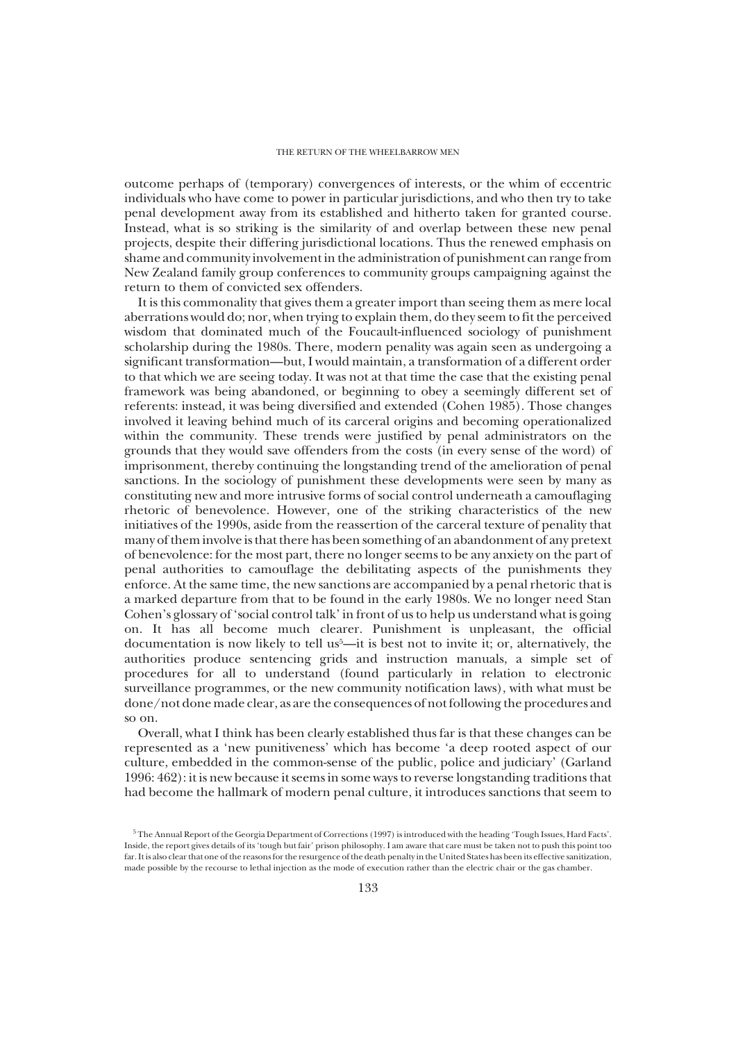outcome perhaps of (temporary) convergences of interests, or the whim of eccentric individuals who have come to power in particular jurisdictions, and who then try to take penal development away from its established and hitherto taken for granted course. Instead, what is so striking is the similarity of and overlap between these new penal projects, despite their differing jurisdictional locations. Thus the renewed emphasis on shame and community involvement in the administration of punishment can range from New Zealand family group conferences to community groups campaigning against the return to them of convicted sex offenders.

It is this commonality that gives them a greater import than seeing them as mere local aberrations would do; nor, when trying to explain them, do they seem to fit the perceived wisdom that dominated much of the Foucault-influenced sociology of punishment scholarship during the 1980s. There, modern penality was again seen as undergoing a significant transformation—but, I would maintain, a transformation of a different order to that which we are seeing today. It was not at that time the case that the existing penal framework was being abandoned, or beginning to obey a seemingly different set of referents: instead, it was being diversified and extended (Cohen 1985). Those changes involved it leaving behind much of its carceral origins and becoming operationalized within the community. These trends were justified by penal administrators on the grounds that they would save offenders from the costs (in every sense of the word) of imprisonment, thereby continuing the longstanding trend of the amelioration of penal sanctions. In the sociology of punishment these developments were seen by many as constituting new and more intrusive forms of social control underneath a camouflaging rhetoric of benevolence. However, one of the striking characteristics of the new initiatives of the 1990s, aside from the reassertion of the carceral texture of penality that many of them involve is that there has been something of an abandonment of any pretext of benevolence: for the most part, there no longer seems to be any anxiety on the part of penal authorities to camouflage the debilitating aspects of the punishments they enforce. At the same time, the new sanctions are accompanied by a penal rhetoric that is a marked departure from that to be found in the early 1980s. We no longer need Stan Cohen's glossary of 'social control talk' in front of us to help us understand what is going on. It has all become much clearer. Punishment is unpleasant, the official documentation is now likely to tell us[5]—it is best not to invite it; or, alternatively, the authorities produce sentencing grids and instruction manuals, a simple set of procedures for all to understand (found particularly in relation to electronic surveillance programmes, or the new community notification laws), with what must be done/not done made clear, as are the consequences of not following the procedures and so on.

Overall, what I think has been clearly established thus far is that these changes can be represented as a 'new punitiveness' which has become 'a deep rooted aspect of our culture, embedded in the common-sense of the public, police and judiciary' (Garland 1996: 462): it is new because it seems in some ways to reverse longstanding traditions that had become the hallmark of modern penal culture, it introduces sanctions that seem to

[5] The Annual Report of the Georgia Department of Corrections (1997) is introduced with the heading 'Tough Issues, Hard Facts'. Inside, the report gives details of its 'tough but fair' prison philosophy. I am aware that care must be taken not to push this point too far. It is also clear that one of the reasons for the resurgence of the death penalty in the United States has been its effective sanitization, made possible by the recourse to lethal injection as the mode of execution rather than the electric chair or the gas chamber.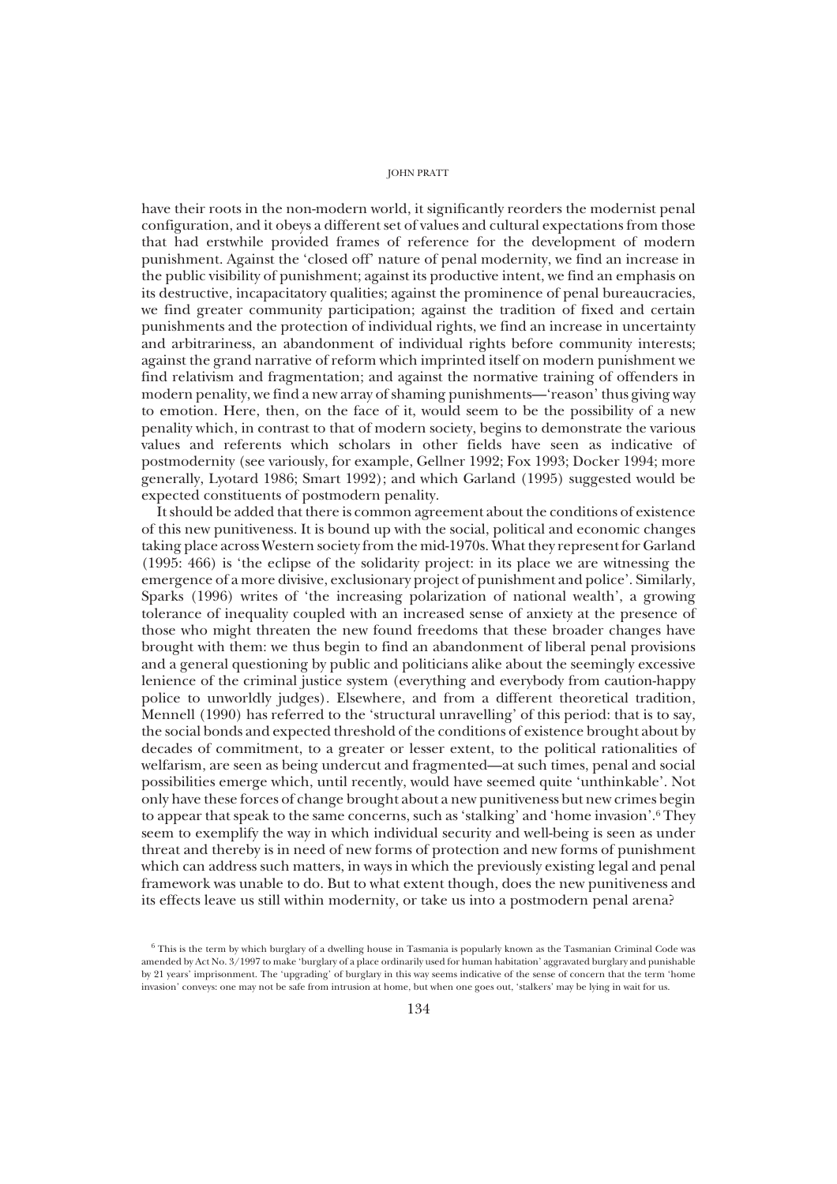have their roots in the non-modern world, it significantly reorders the modernist penal configuration, and it obeys a different set of values and cultural expectations from those that had erstwhile provided frames of reference for the development of modern punishment. Against the 'closed off' nature of penal modernity, we find an increase in the public visibility of punishment; against its productive intent, we find an emphasis on its destructive, incapacitatory qualities; against the prominence of penal bureaucracies, we find greater community participation; against the tradition of fixed and certain punishments and the protection of individual rights, we find an increase in uncertainty and arbitrariness, an abandonment of individual rights before community interests; against the grand narrative of reform which imprinted itself on modern punishment we find relativism and fragmentation; and against the normative training of offenders in modern penality, we find a new array of shaming punishments—'reason' thus giving way to emotion. Here, then, on the face of it, would seem to be the possibility of a new penality which, in contrast to that of modern society, begins to demonstrate the various values and referents which scholars in other fields have seen as indicative of postmodernity (see variously, for example, Gellner 1992; Fox 1993; Docker 1994; more generally, Lyotard 1986; Smart 1992); and which Garland (1995) suggested would be expected constituents of postmodern penality.

It should be added that there is common agreement about the conditions of existence of this new punitiveness. It is bound up with the social, political and economic changes taking place across Western society from the mid-1970s. What they represent for Garland (1995: 466) is 'the eclipse of the solidarity project: in its place we are witnessing the emergence of a more divisive, exclusionary project of punishment and police'. Similarly, Sparks (1996) writes of 'the increasing polarization of national wealth', a growing tolerance of inequality coupled with an increased sense of anxiety at the presence of those who might threaten the new found freedoms that these broader changes have brought with them: we thus begin to find an abandonment of liberal penal provisions and a general questioning by public and politicians alike about the seemingly excessive lenience of the criminal justice system (everything and everybody from caution-happy police to unworldly judges). Elsewhere, and from a different theoretical tradition, Mennell (1990) has referred to the 'structural unravelling' of this period: that is to say, the social bonds and expected threshold of the conditions of existence brought about by decades of commitment, to a greater or lesser extent, to the political rationalities of welfarism, are seen as being undercut and fragmented—at such times, penal and social possibilities emerge which, until recently, would have seemed quite 'unthinkable'. Not only have these forces of change brought about a new punitiveness but new crimes begin to appear that speak to the same concerns, such as 'stalking' and 'home invasion'.[6] They seem to exemplify the way in which individual security and well-being is seen as under threat and thereby is in need of new forms of protection and new forms of punishment which can address such matters, in ways in which the previously existing legal and penal framework was unable to do. But to what extent though, does the new punitiveness and its effects leave us still within modernity, or take us into a postmodern penal arena?

[6] This is the term by which burglary of a dwelling house in Tasmania is popularly known as the Tasmanian Criminal Code was amended by Act No. 3/1997 to make 'burglary of a place ordinarily used for human habitation' aggravated burglary and punishable by 21 years' imprisonment. The 'upgrading' of burglary in this way seems indicative of the sense of concern that the term 'home invasion' conveys: one may not be safe from intrusion at home, but when one goes out, 'stalkers' may be lying in wait for us.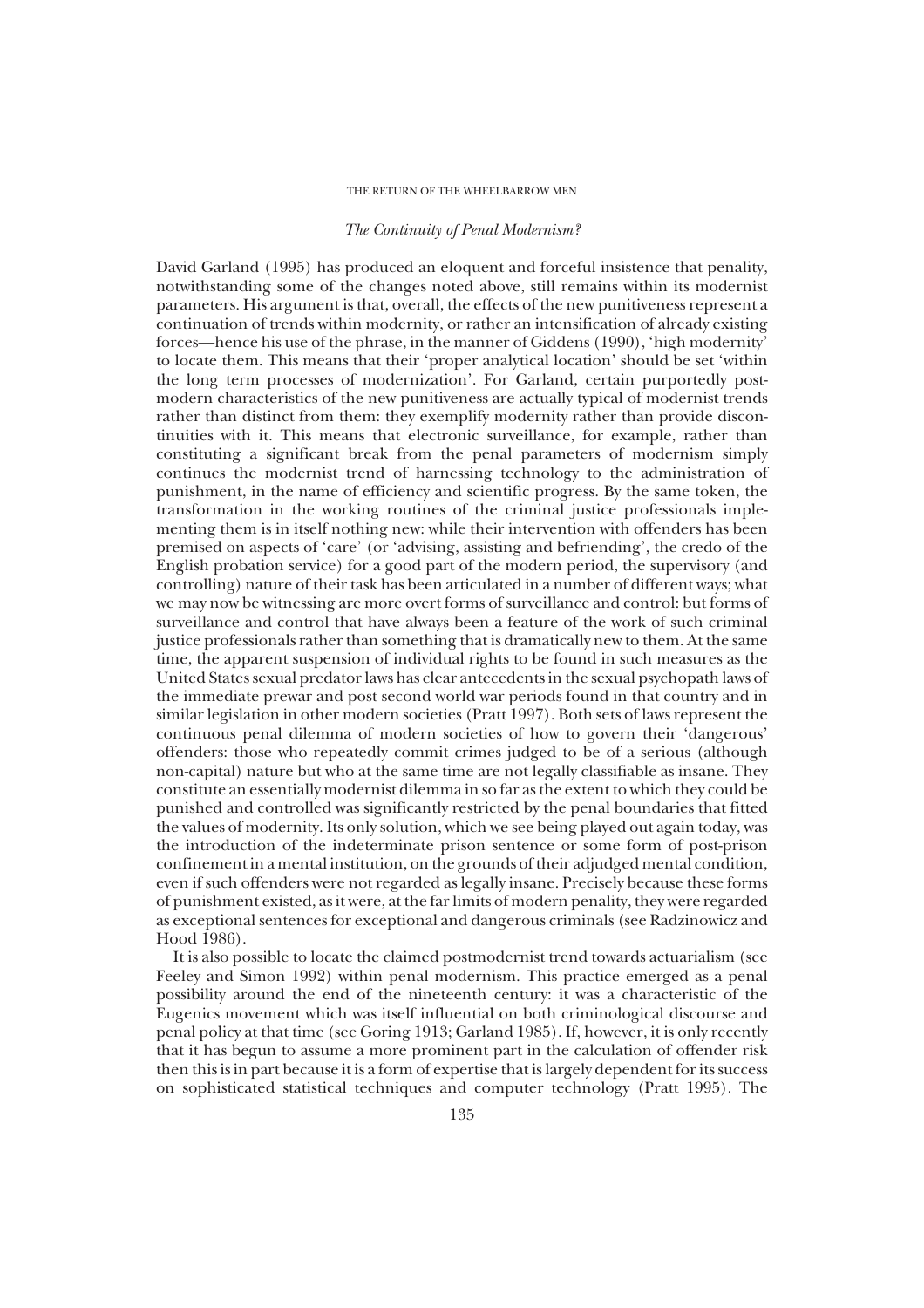### *The Continuity of Penal Modernism?*

David Garland (1995) has produced an eloquent and forceful insistence that penality, notwithstanding some of the changes noted above, still remains within its modernist parameters. His argument is that, overall, the effects of the new punitiveness represent a continuation of trends within modernity, or rather an intensification of already existing forces—hence his use of the phrase, in the manner of Giddens (1990), 'high modernity' to locate them. This means that their 'proper analytical location' should be set 'within the long term processes of modernization'. For Garland, certain purportedly postmodern characteristics of the new punitiveness are actually typical of modernist trends rather than distinct from them: they exemplify modernity rather than provide discontinuities with it. This means that electronic surveillance, for example, rather than constituting a significant break from the penal parameters of modernism simply continues the modernist trend of harnessing technology to the administration of punishment, in the name of efficiency and scientific progress. By the same token, the transformation in the working routines of the criminal justice professionals implementing them is in itself nothing new: while their intervention with offenders has been premised on aspects of 'care' (or 'advising, assisting and befriending', the credo of the English probation service) for a good part of the modern period, the supervisory (and controlling) nature of their task has been articulated in a number of different ways; what we may now be witnessing are more overt forms of surveillance and control: but forms of surveillance and control that have always been a feature of the work of such criminal justice professionals rather than something that is dramatically new to them. At the same time, the apparent suspension of individual rights to be found in such measures as the United States sexual predator laws has clear antecedents in the sexual psychopath laws of the immediate prewar and post second world war periods found in that country and in similar legislation in other modern societies (Pratt 1997). Both sets of laws represent the continuous penal dilemma of modern societies of how to govern their 'dangerous' offenders: those who repeatedly commit crimes judged to be of a serious (although non-capital) nature but who at the same time are not legally classifiable as insane. They constitute an essentially modernist dilemma in so far as the extent to which they could be punished and controlled was significantly restricted by the penal boundaries that fitted the values of modernity. Its only solution, which we see being played out again today, was the introduction of the indeterminate prison sentence or some form of post-prison confinement in a mental institution, on the grounds of their adjudged mental condition, even if such offenders were not regarded as legally insane. Precisely because these forms of punishment existed, as it were, at the far limits of modern penality, they were regarded as exceptional sentences for exceptional and dangerous criminals (see Radzinowicz and Hood 1986).

It is also possible to locate the claimed postmodernist trend towards actuarialism (see Feeley and Simon 1992) within penal modernism. This practice emerged as a penal possibility around the end of the nineteenth century: it was a characteristic of the Eugenics movement which was itself influential on both criminological discourse and penal policy at that time (see Goring 1913; Garland 1985). If, however, it is only recently that it has begun to assume a more prominent part in the calculation of offender risk then this is in part because it is a form of expertise that is largely dependent for its success on sophisticated statistical techniques and computer technology (Pratt 1995). The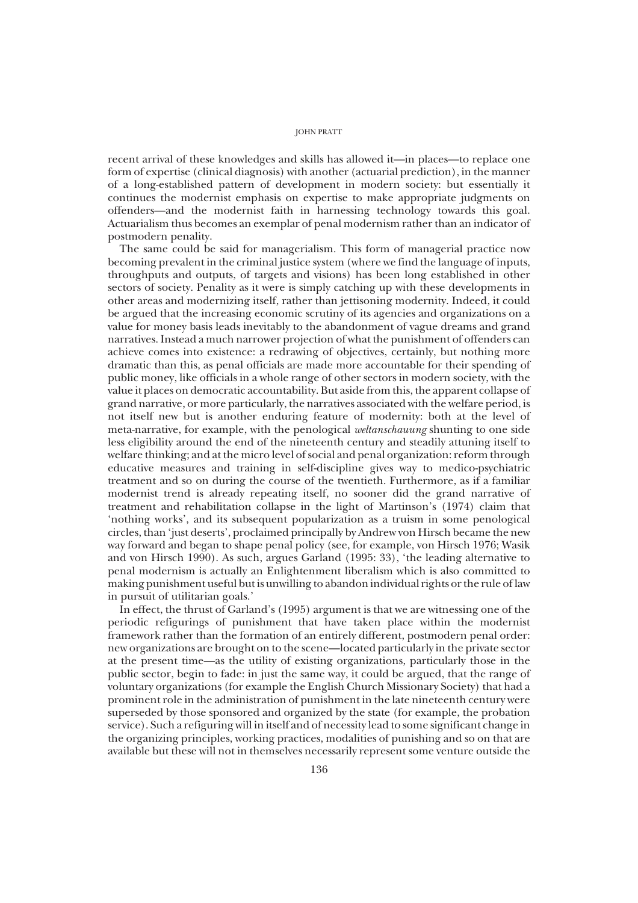recent arrival of these knowledges and skills has allowed it—in places—to replace one form of expertise (clinical diagnosis) with another (actuarial prediction), in the manner of a long-established pattern of development in modern society: but essentially it continues the modernist emphasis on expertise to make appropriate judgments on offenders—and the modernist faith in harnessing technology towards this goal. Actuarialism thus becomes an exemplar of penal modernism rather than an indicator of postmodern penality.

The same could be said for managerialism. This form of managerial practice now becoming prevalent in the criminal justice system (where we find the language of inputs, throughputs and outputs, of targets and visions) has been long established in other sectors of society. Penality as it were is simply catching up with these developments in other areas and modernizing itself, rather than jettisoning modernity. Indeed, it could be argued that the increasing economic scrutiny of its agencies and organizations on a value for money basis leads inevitably to the abandonment of vague dreams and grand narratives. Instead a much narrower projection of what the punishment of offenders can achieve comes into existence: a redrawing of objectives, certainly, but nothing more dramatic than this, as penal officials are made more accountable for their spending of public money, like officials in a whole range of other sectors in modern society, with the value it places on democratic accountability. But aside from this, the apparent collapse of grand narrative, or more particularly, the narratives associated with the welfare period, is not itself new but is another enduring feature of modernity: both at the level of meta-narrative, for example, with the penological *weltanschauung* shunting to one side less eligibility around the end of the nineteenth century and steadily attuning itself to welfare thinking; and at the micro level of social and penal organization: reform through educative measures and training in self-discipline gives way to medico-psychiatric treatment and so on during the course of the twentieth. Furthermore, as if a familiar modernist trend is already repeating itself, no sooner did the grand narrative of treatment and rehabilitation collapse in the light of Martinson's (1974) claim that 'nothing works', and its subsequent popularization as a truism in some penological circles, than 'just deserts', proclaimed principally by Andrew von Hirsch became the new way forward and began to shape penal policy (see, for example, von Hirsch 1976; Wasik and von Hirsch 1990). As such, argues Garland (1995: 33), 'the leading alternative to penal modernism is actually an Enlightenment liberalism which is also committed to making punishment useful but is unwilling to abandon individual rights or the rule of law in pursuit of utilitarian goals.'

In effect, the thrust of Garland's (1995) argument is that we are witnessing one of the periodic refigurings of punishment that have taken place within the modernist framework rather than the formation of an entirely different, postmodern penal order: new organizations are brought on to the scene—located particularly in the private sector at the present time—as the utility of existing organizations, particularly those in the public sector, begin to fade: in just the same way, it could be argued, that the range of voluntary organizations (for example the English Church Missionary Society) that had a prominent role in the administration of punishment in the late nineteenth century were superseded by those sponsored and organized by the state (for example, the probation service). Such a refiguring will in itself and of necessity lead to some significant change in the organizing principles, working practices, modalities of punishing and so on that are available but these will not in themselves necessarily represent some venture outside the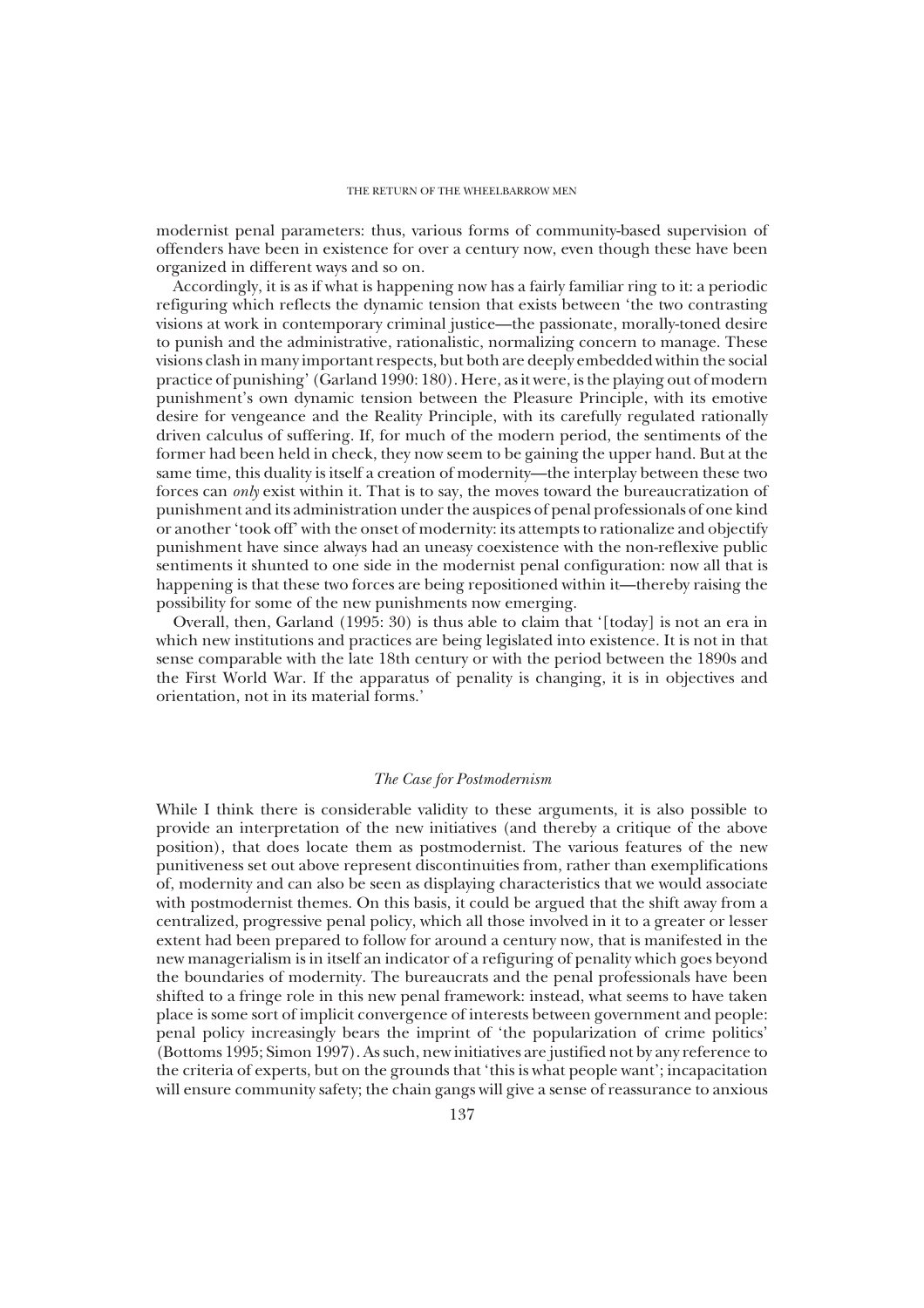modernist penal parameters: thus, various forms of community-based supervision of offenders have been in existence for over a century now, even though these have been organized in different ways and so on.

Accordingly, it is as if what is happening now has a fairly familiar ring to it: a periodic refiguring which reflects the dynamic tension that exists between 'the two contrasting visions at work in contemporary criminal justice—the passionate, morally-toned desire to punish and the administrative, rationalistic, normalizing concern to manage. These visions clash in many important respects, but both are deeply embedded within the social practice of punishing' (Garland 1990: 180). Here, as it were, is the playing out of modern punishment's own dynamic tension between the Pleasure Principle, with its emotive desire for vengeance and the Reality Principle, with its carefully regulated rationally driven calculus of suffering. If, for much of the modern period, the sentiments of the former had been held in check, they now seem to be gaining the upper hand. But at the same time, this duality is itself a creation of modernity—the interplay between these two forces can *only* exist within it. That is to say, the moves toward the bureaucratization of punishment and its administration under the auspices of penal professionals of one kind or another 'took off' with the onset of modernity: its attempts to rationalize and objectify punishment have since always had an uneasy coexistence with the non-reflexive public sentiments it shunted to one side in the modernist penal configuration: now all that is happening is that these two forces are being repositioned within it—thereby raising the possibility for some of the new punishments now emerging.

Overall, then, Garland (1995: 30) is thus able to claim that '[today] is not an era in which new institutions and practices are being legislated into existence. It is not in that sense comparable with the late 18th century or with the period between the 1890s and the First World War. If the apparatus of penality is changing, it is in objectives and orientation, not in its material forms.'

### *The Case for Postmodernism*

While I think there is considerable validity to these arguments, it is also possible to provide an interpretation of the new initiatives (and thereby a critique of the above position), that does locate them as postmodernist. The various features of the new punitiveness set out above represent discontinuities from, rather than exemplifications of, modernity and can also be seen as displaying characteristics that we would associate with postmodernist themes. On this basis, it could be argued that the shift away from a centralized, progressive penal policy, which all those involved in it to a greater or lesser extent had been prepared to follow for around a century now, that is manifested in the new managerialism is in itself an indicator of a refiguring of penality which goes beyond the boundaries of modernity. The bureaucrats and the penal professionals have been shifted to a fringe role in this new penal framework: instead, what seems to have taken place is some sort of implicit convergence of interests between government and people: penal policy increasingly bears the imprint of 'the popularization of crime politics' (Bottoms 1995; Simon 1997). As such, new initiatives are justified not by any reference to the criteria of experts, but on the grounds that 'this is what people want'; incapacitation will ensure community safety; the chain gangs will give a sense of reassurance to anxious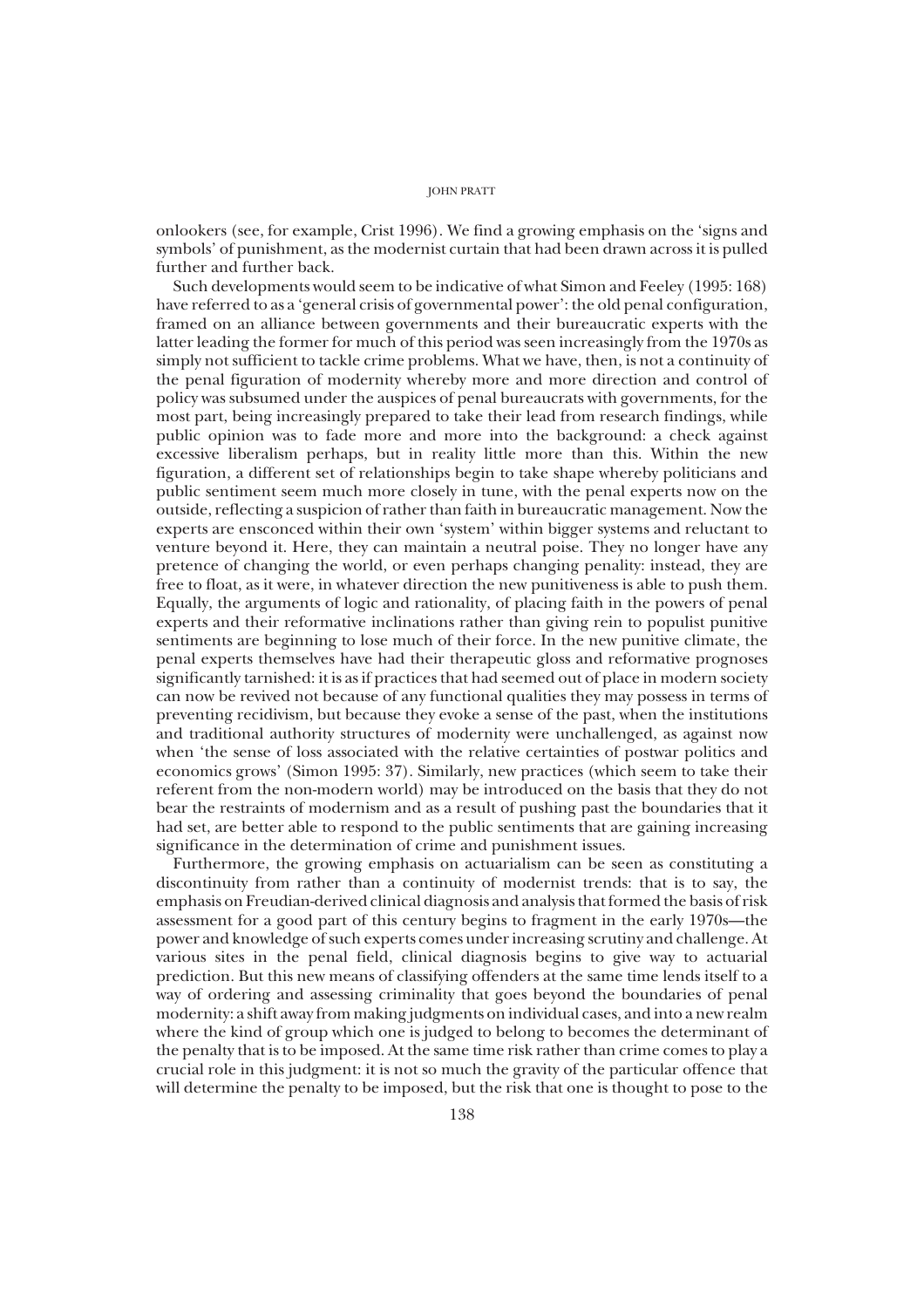onlookers (see, for example, Crist 1996). We find a growing emphasis on the 'signs and symbols' of punishment, as the modernist curtain that had been drawn across it is pulled further and further back.

Such developments would seem to be indicative of what Simon and Feeley (1995: 168) have referred to as a 'general crisis of governmental power': the old penal configuration, framed on an alliance between governments and their bureaucratic experts with the latter leading the former for much of this period was seen increasingly from the 1970s as simply not sufficient to tackle crime problems. What we have, then, is not a continuity of the penal figuration of modernity whereby more and more direction and control of policy was subsumed under the auspices of penal bureaucrats with governments, for the most part, being increasingly prepared to take their lead from research findings, while public opinion was to fade more and more into the background: a check against excessive liberalism perhaps, but in reality little more than this. Within the new figuration, a different set of relationships begin to take shape whereby politicians and public sentiment seem much more closely in tune, with the penal experts now on the outside, reflecting a suspicion of rather than faith in bureaucratic management. Now the experts are ensconced within their own 'system' within bigger systems and reluctant to venture beyond it. Here, they can maintain a neutral poise. They no longer have any pretence of changing the world, or even perhaps changing penality: instead, they are free to float, as it were, in whatever direction the new punitiveness is able to push them. Equally, the arguments of logic and rationality, of placing faith in the powers of penal experts and their reformative inclinations rather than giving rein to populist punitive sentiments are beginning to lose much of their force. In the new punitive climate, the penal experts themselves have had their therapeutic gloss and reformative prognoses significantly tarnished: it is as if practices that had seemed out of place in modern society can now be revived not because of any functional qualities they may possess in terms of preventing recidivism, but because they evoke a sense of the past, when the institutions and traditional authority structures of modernity were unchallenged, as against now when 'the sense of loss associated with the relative certainties of postwar politics and economics grows' (Simon 1995: 37). Similarly, new practices (which seem to take their referent from the non-modern world) may be introduced on the basis that they do not bear the restraints of modernism and as a result of pushing past the boundaries that it had set, are better able to respond to the public sentiments that are gaining increasing significance in the determination of crime and punishment issues.

Furthermore, the growing emphasis on actuarialism can be seen as constituting a discontinuity from rather than a continuity of modernist trends: that is to say, the emphasis on Freudian-derived clinical diagnosis and analysis that formed the basis of risk assessment for a good part of this century begins to fragment in the early 1970s—the power and knowledge of such experts comes under increasing scrutiny and challenge. At various sites in the penal field, clinical diagnosis begins to give way to actuarial prediction. But this new means of classifying offenders at the same time lends itself to a way of ordering and assessing criminality that goes beyond the boundaries of penal modernity: a shift away from making judgments on individual cases, and into a new realm where the kind of group which one is judged to belong to becomes the determinant of the penalty that is to be imposed. At the same time risk rather than crime comes to play a crucial role in this judgment: it is not so much the gravity of the particular offence that will determine the penalty to be imposed, but the risk that one is thought to pose to the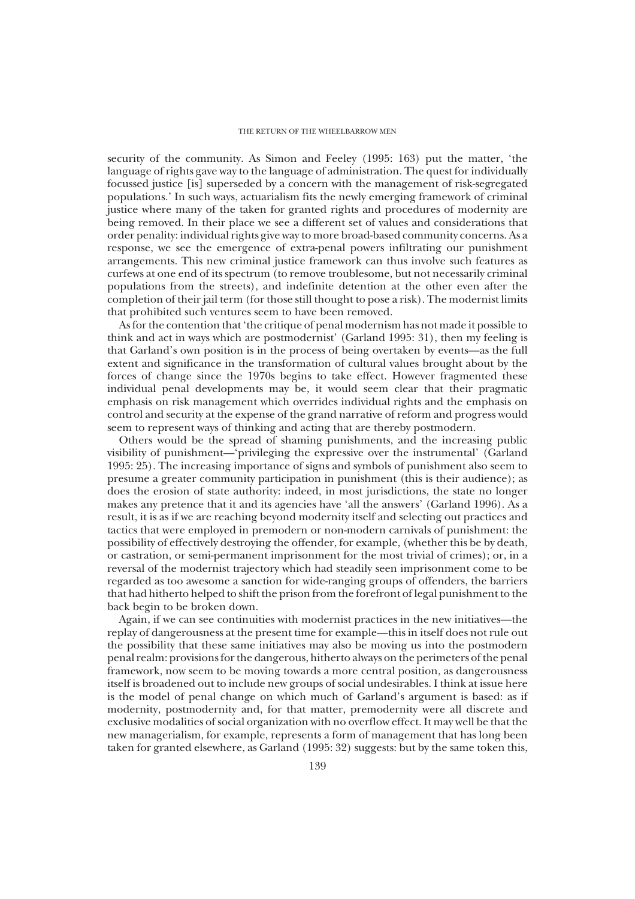security of the community. As Simon and Feeley (1995: 163) put the matter, 'the language of rights gave way to the language of administration. The quest for individually focussed justice [is] superseded by a concern with the management of risk-segregated populations.' In such ways, actuarialism fits the newly emerging framework of criminal justice where many of the taken for granted rights and procedures of modernity are being removed. In their place we see a different set of values and considerations that order penality: individual rights give way to more broad-based community concerns. As a response, we see the emergence of extra-penal powers infiltrating our punishment arrangements. This new criminal justice framework can thus involve such features as curfews at one end of its spectrum (to remove troublesome, but not necessarily criminal populations from the streets), and indefinite detention at the other even after the completion of their jail term (for those still thought to pose a risk). The modernist limits that prohibited such ventures seem to have been removed.

As for the contention that 'the critique of penal modernism has not made it possible to think and act in ways which are postmodernist' (Garland 1995: 31), then my feeling is that Garland's own position is in the process of being overtaken by events—as the full extent and significance in the transformation of cultural values brought about by the forces of change since the 1970s begins to take effect. However fragmented these individual penal developments may be, it would seem clear that their pragmatic emphasis on risk management which overrides individual rights and the emphasis on control and security at the expense of the grand narrative of reform and progress would seem to represent ways of thinking and acting that are thereby postmodern.

Others would be the spread of shaming punishments, and the increasing public visibility of punishment—'privileging the expressive over the instrumental' (Garland 1995: 25). The increasing importance of signs and symbols of punishment also seem to presume a greater community participation in punishment (this is their audience); as does the erosion of state authority: indeed, in most jurisdictions, the state no longer makes any pretence that it and its agencies have 'all the answers' (Garland 1996). As a result, it is as if we are reaching beyond modernity itself and selecting out practices and tactics that were employed in premodern or non-modern carnivals of punishment: the possibility of effectively destroying the offender, for example, (whether this be by death, or castration, or semi-permanent imprisonment for the most trivial of crimes); or, in a reversal of the modernist trajectory which had steadily seen imprisonment come to be regarded as too awesome a sanction for wide-ranging groups of offenders, the barriers that had hitherto helped to shift the prison from the forefront of legal punishment to the back begin to be broken down.

Again, if we can see continuities with modernist practices in the new initiatives—the replay of dangerousness at the present time for example—this in itself does not rule out the possibility that these same initiatives may also be moving us into the postmodern penal realm: provisions for the dangerous, hitherto always on the perimeters of the penal framework, now seem to be moving towards a more central position, as dangerousness itself is broadened out to include new groups of social undesirables. I think at issue here is the model of penal change on which much of Garland's argument is based: as if modernity, postmodernity and, for that matter, premodernity were all discrete and exclusive modalities of social organization with no overflow effect. It may well be that the new managerialism, for example, represents a form of management that has long been taken for granted elsewhere, as Garland (1995: 32) suggests: but by the same token this,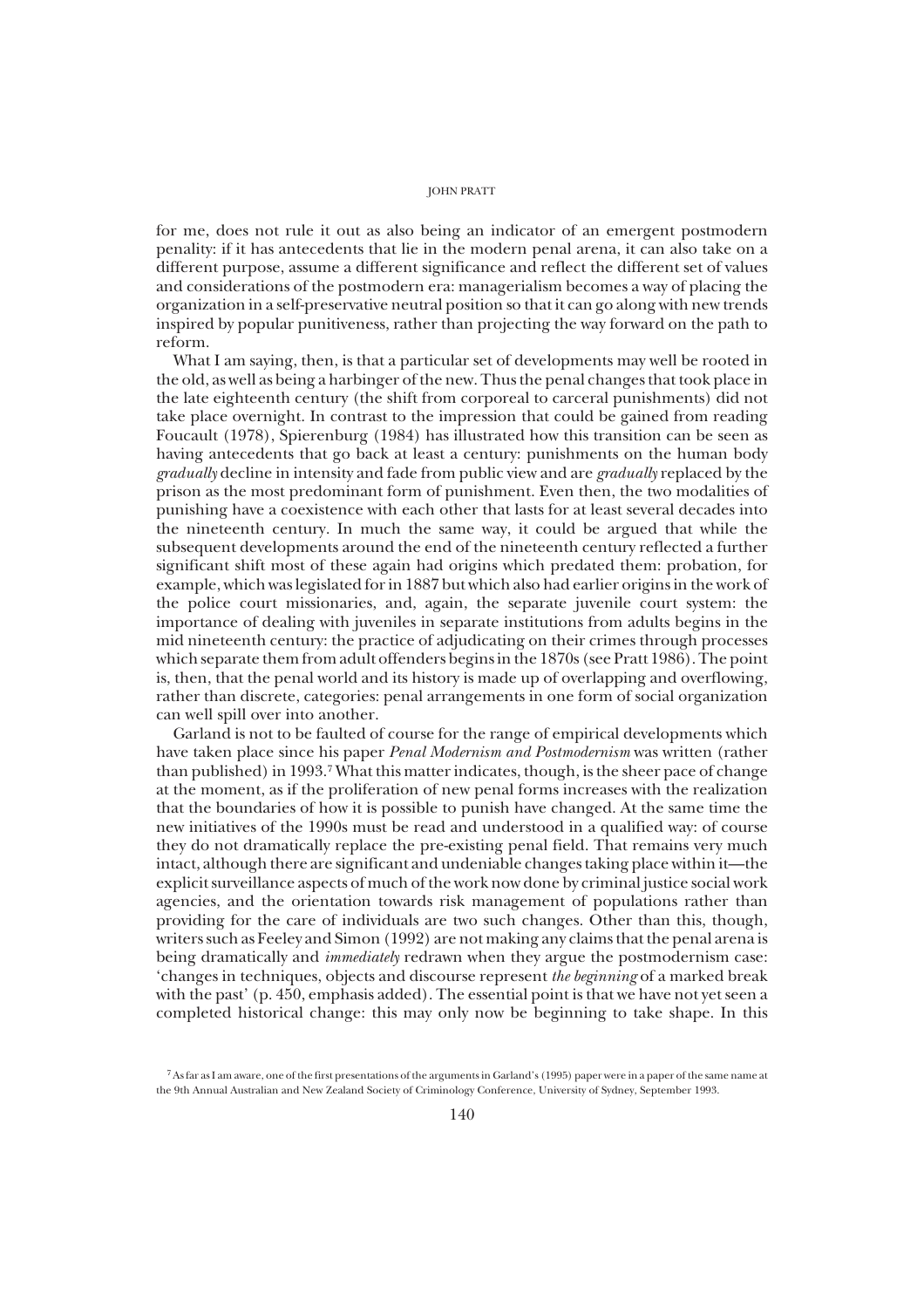for me, does not rule it out as also being an indicator of an emergent postmodern penality: if it has antecedents that lie in the modern penal arena, it can also take on a different purpose, assume a different significance and reflect the different set of values and considerations of the postmodern era: managerialism becomes a way of placing the organization in a self-preservative neutral position so that it can go along with new trends inspired by popular punitiveness, rather than projecting the way forward on the path to reform.

What I am saying, then, is that a particular set of developments may well be rooted in the old, as well as being a harbinger of the new. Thus the penal changes that took place in the late eighteenth century (the shift from corporeal to carceral punishments) did not take place overnight. In contrast to the impression that could be gained from reading Foucault (1978), Spierenburg (1984) has illustrated how this transition can be seen as having antecedents that go back at least a century: punishments on the human body *gradually* decline in intensity and fade from public view and are *gradually* replaced by the prison as the most predominant form of punishment. Even then, the two modalities of punishing have a coexistence with each other that lasts for at least several decades into the nineteenth century. In much the same way, it could be argued that while the subsequent developments around the end of the nineteenth century reflected a further significant shift most of these again had origins which predated them: probation, for example, which was legislated for in 1887 but which also had earlier origins in the work of the police court missionaries, and, again, the separate juvenile court system: the importance of dealing with juveniles in separate institutions from adults begins in the mid nineteenth century: the practice of adjudicating on their crimes through processes which separate them from adult offenders begins in the 1870s (see Pratt 1986). The point is, then, that the penal world and its history is made up of overlapping and overflowing, rather than discrete, categories: penal arrangements in one form of social organization can well spill over into another.

Garland is not to be faulted of course for the range of empirical developments which have taken place since his paper *Penal Modernism and Postmodernism* was written (rather than published) in 1993.[7] What this matter indicates, though, is the sheer pace of change at the moment, as if the proliferation of new penal forms increases with the realization that the boundaries of how it is possible to punish have changed. At the same time the new initiatives of the 1990s must be read and understood in a qualified way: of course they do not dramatically replace the pre-existing penal field. That remains very much intact, although there are significant and undeniable changes taking place within it—the explicit surveillance aspects of much of the work now done by criminal justice social work agencies, and the orientation towards risk management of populations rather than providing for the care of individuals are two such changes. Other than this, though, writers such as Feeley and Simon (1992) are not making any claims that the penal arena is being dramatically and *immediately* redrawn when they argue the postmodernism case: 'changes in techniques, objects and discourse represent *the beginning* of a marked break with the past' (p. 450, emphasis added). The essential point is that we have not yet seen a completed historical change: this may only now be beginning to take shape. In this

[7] As far as I am aware, one of the first presentations of the arguments in Garland's (1995) paper were in a paper of the same name at the 9th Annual Australian and New Zealand Society of Criminology Conference, University of Sydney, September 1993.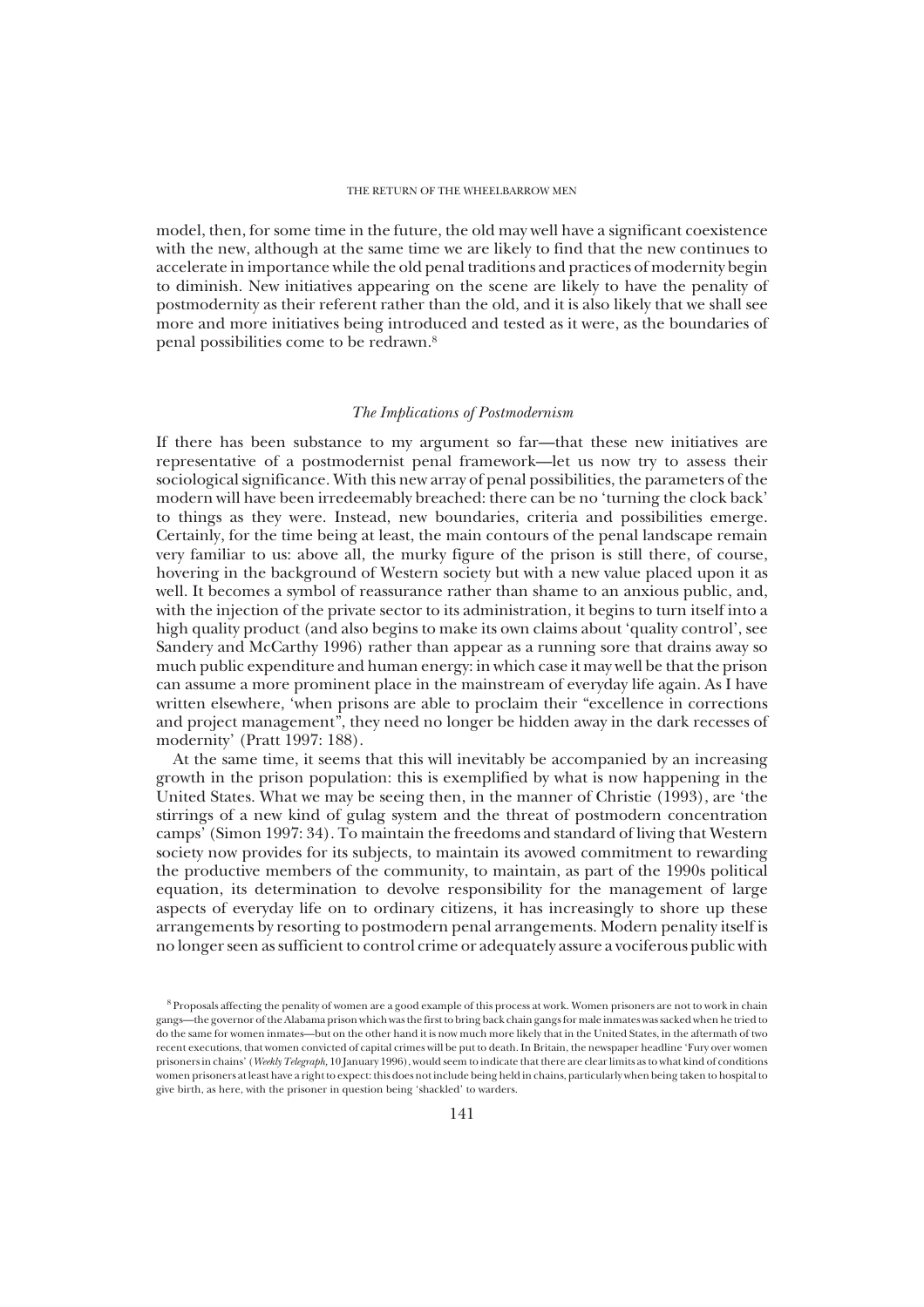model, then, for some time in the future, the old may well have a significant coexistence with the new, although at the same time we are likely to find that the new continues to accelerate in importance while the old penal traditions and practices of modernity begin to diminish. New initiatives appearing on the scene are likely to have the penality of postmodernity as their referent rather than the old, and it is also likely that we shall see more and more initiatives being introduced and tested as it were, as the boundaries of penal possibilities come to be redrawn.[8]

### *The Implications of Postmodernism*

If there has been substance to my argument so far—that these new initiatives are representative of a postmodernist penal framework—let us now try to assess their sociological significance. With this new array of penal possibilities, the parameters of the modern will have been irredeemably breached: there can be no 'turning the clock back' to things as they were. Instead, new boundaries, criteria and possibilities emerge. Certainly, for the time being at least, the main contours of the penal landscape remain very familiar to us: above all, the murky figure of the prison is still there, of course, hovering in the background of Western society but with a new value placed upon it as well. It becomes a symbol of reassurance rather than shame to an anxious public, and, with the injection of the private sector to its administration, it begins to turn itself into a high quality product (and also begins to make its own claims about 'quality control', see Sandery and McCarthy 1996) rather than appear as a running sore that drains away so much public expenditure and human energy: in which case it may well be that the prison can assume a more prominent place in the mainstream of everyday life again. As I have written elsewhere, 'when prisons are able to proclaim their "excellence in corrections and project management", they need no longer be hidden away in the dark recesses of modernity' (Pratt 1997: 188).

At the same time, it seems that this will inevitably be accompanied by an increasing growth in the prison population: this is exemplified by what is now happening in the United States. What we may be seeing then, in the manner of Christie (1993), are 'the stirrings of a new kind of gulag system and the threat of postmodern concentration camps' (Simon 1997: 34). To maintain the freedoms and standard of living that Western society now provides for its subjects, to maintain its avowed commitment to rewarding the productive members of the community, to maintain, as part of the 1990s political equation, its determination to devolve responsibility for the management of large aspects of everyday life on to ordinary citizens, it has increasingly to shore up these arrangements by resorting to postmodern penal arrangements. Modern penality itself is no longer seen as sufficient to control crime or adequately assure a vociferous public with

[8] Proposals affecting the penality of women are a good example of this process at work. Women prisoners are not to work in chain gangs—the governor of the Alabama prison which was the first to bring back chain gangs for male inmates was sacked when he tried to do the same for women inmates—but on the other hand it is now much more likely that in the United States, in the aftermath of two recent executions, that women convicted of capital crimes will be put to death. In Britain, the newspaper headline 'Fury over women prisoners in chains' (*Weekly Telegraph*, 10 January 1996), would seem to indicate that there are clear limits as to what kind of conditions women prisoners at least have a right to expect: this does not include being held in chains, particularly when being taken to hospital to give birth, as here, with the prisoner in question being 'shackled' to warders.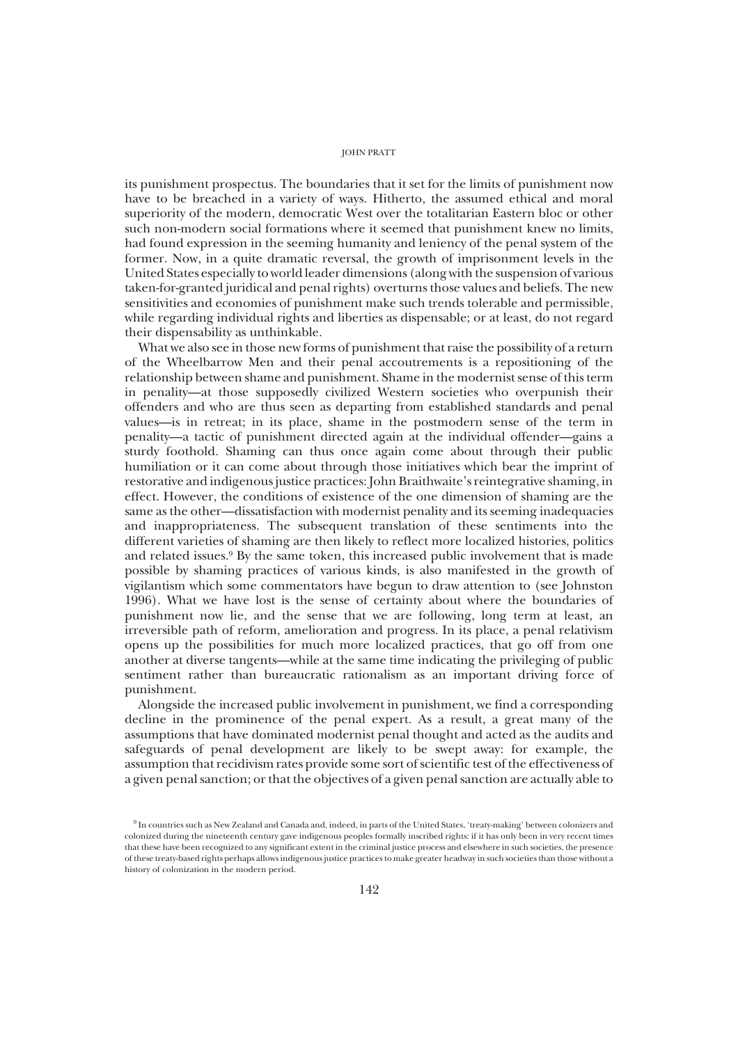its punishment prospectus. The boundaries that it set for the limits of punishment now have to be breached in a variety of ways. Hitherto, the assumed ethical and moral superiority of the modern, democratic West over the totalitarian Eastern bloc or other such non-modern social formations where it seemed that punishment knew no limits, had found expression in the seeming humanity and leniency of the penal system of the former. Now, in a quite dramatic reversal, the growth of imprisonment levels in the United States especially to world leader dimensions (along with the suspension of various taken-for-granted juridical and penal rights) overturns those values and beliefs. The new sensitivities and economies of punishment make such trends tolerable and permissible, while regarding individual rights and liberties as dispensable; or at least, do not regard their dispensability as unthinkable.

What we also see in those new forms of punishment that raise the possibility of a return of the Wheelbarrow Men and their penal accoutrements is a repositioning of the relationship between shame and punishment. Shame in the modernist sense of this term in penality—at those supposedly civilized Western societies who overpunish their offenders and who are thus seen as departing from established standards and penal values—is in retreat; in its place, shame in the postmodern sense of the term in penality—a tactic of punishment directed again at the individual offender—gains a sturdy foothold. Shaming can thus once again come about through their public humiliation or it can come about through those initiatives which bear the imprint of restorative and indigenous justice practices: John Braithwaite's reintegrative shaming, in effect. However, the conditions of existence of the one dimension of shaming are the same as the other—dissatisfaction with modernist penality and its seeming inadequacies and inappropriateness. The subsequent translation of these sentiments into the different varieties of shaming are then likely to reflect more localized histories, politics and related issues.[9] By the same token, this increased public involvement that is made possible by shaming practices of various kinds, is also manifested in the growth of vigilantism which some commentators have begun to draw attention to (see Johnston 1996). What we have lost is the sense of certainty about where the boundaries of punishment now lie, and the sense that we are following, long term at least, an irreversible path of reform, amelioration and progress. In its place, a penal relativism opens up the possibilities for much more localized practices, that go off from one another at diverse tangents—while at the same time indicating the privileging of public sentiment rather than bureaucratic rationalism as an important driving force of punishment.

Alongside the increased public involvement in punishment, we find a corresponding decline in the prominence of the penal expert. As a result, a great many of the assumptions that have dominated modernist penal thought and acted as the audits and safeguards of penal development are likely to be swept away: for example, the assumption that recidivism rates provide some sort of scientific test of the effectiveness of a given penal sanction; or that the objectives of a given penal sanction are actually able to

[9] In countries such as New Zealand and Canada and, indeed, in parts of the United States, 'treaty-making' between colonizers and colonized during the nineteenth century gave indigenous peoples formally inscribed rights: if it has only been in very recent times that these have been recognized to any significant extent in the criminal justice process and elsewhere in such societies, the presence of these treaty-based rights perhaps allows indigenous justice practices to make greater headway in such societies than those without a history of colonization in the modern period.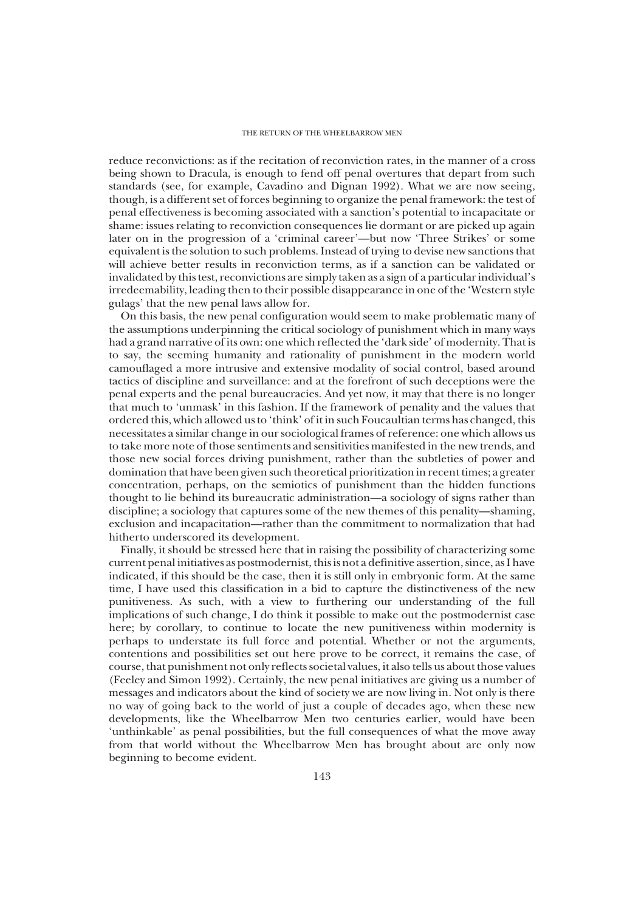reduce reconvictions: as if the recitation of reconviction rates, in the manner of a cross being shown to Dracula, is enough to fend off penal overtures that depart from such standards (see, for example, Cavadino and Dignan 1992). What we are now seeing, though, is a different set of forces beginning to organize the penal framework: the test of penal effectiveness is becoming associated with a sanction's potential to incapacitate or shame: issues relating to reconviction consequences lie dormant or are picked up again later on in the progression of a 'criminal career'—but now 'Three Strikes' or some equivalent is the solution to such problems. Instead of trying to devise new sanctions that will achieve better results in reconviction terms, as if a sanction can be validated or invalidated by this test, reconvictions are simply taken as a sign of a particular individual's irredeemability, leading then to their possible disappearance in one of the 'Western style gulags' that the new penal laws allow for.

On this basis, the new penal configuration would seem to make problematic many of the assumptions underpinning the critical sociology of punishment which in many ways had a grand narrative of its own: one which reflected the 'dark side' of modernity. That is to say, the seeming humanity and rationality of punishment in the modern world camouflaged a more intrusive and extensive modality of social control, based around tactics of discipline and surveillance: and at the forefront of such deceptions were the penal experts and the penal bureaucracies. And yet now, it may that there is no longer that much to 'unmask' in this fashion. If the framework of penality and the values that ordered this, which allowed us to 'think' of it in such Foucaultian terms has changed, this necessitates a similar change in our sociological frames of reference: one which allows us to take more note of those sentiments and sensitivities manifested in the new trends, and those new social forces driving punishment, rather than the subtleties of power and domination that have been given such theoretical prioritization in recent times; a greater concentration, perhaps, on the semiotics of punishment than the hidden functions thought to lie behind its bureaucratic administration—a sociology of signs rather than discipline; a sociology that captures some of the new themes of this penality—shaming, exclusion and incapacitation—rather than the commitment to normalization that had hitherto underscored its development.

Finally, it should be stressed here that in raising the possibility of characterizing some current penal initiatives as postmodernist, this is not a definitive assertion, since, as I have indicated, if this should be the case, then it is still only in embryonic form. At the same time, I have used this classification in a bid to capture the distinctiveness of the new punitiveness. As such, with a view to furthering our understanding of the full implications of such change, I do think it possible to make out the postmodernist case here; by corollary, to continue to locate the new punitiveness within modernity is perhaps to understate its full force and potential. Whether or not the arguments, contentions and possibilities set out here prove to be correct, it remains the case, of course, that punishment not only reflects societal values, it also tells us about those values (Feeley and Simon 1992). Certainly, the new penal initiatives are giving us a number of messages and indicators about the kind of society we are now living in. Not only is there no way of going back to the world of just a couple of decades ago, when these new developments, like the Wheelbarrow Men two centuries earlier, would have been 'unthinkable' as penal possibilities, but the full consequences of what the move away from that world without the Wheelbarrow Men has brought about are only now beginning to become evident.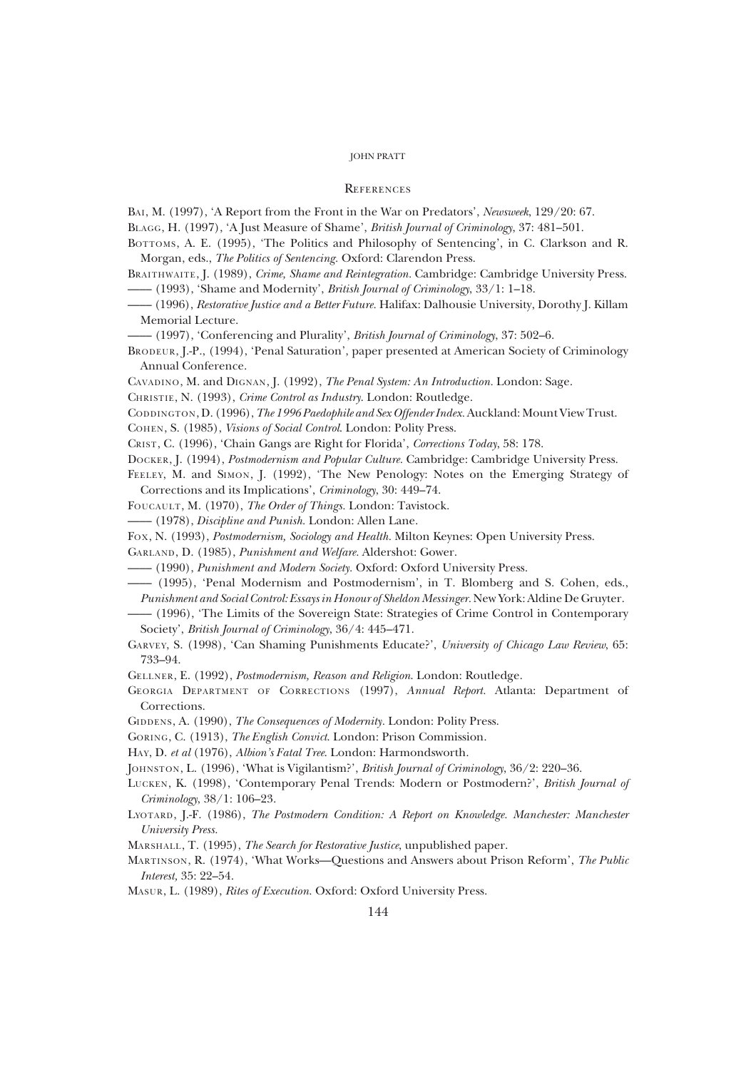## References

Bai, M. (1997), 'A Report from the Front in the War on Predators', *Newsweek*, 129/20: 67.

Blagg, H. (1997), 'A Just Measure of Shame', *British Journal of Criminology*, 37: 481–501.

Bottoms, A. E. (1995), 'The Politics and Philosophy of Sentencing', in C. Clarkson and R. Morgan, eds., *The Politics of Sentencing*. Oxford: Clarendon Press.

Braithwaite, J. (1989), *Crime, Shame and Reintegration*. Cambridge: Cambridge University Press.

—— (1993), 'Shame and Modernity', *British Journal of Criminology*, 33/1: 1–18.

—— (1996), *Restorative Justice and a Better Future*. Halifax: Dalhousie University, Dorothy J. Killam Memorial Lecture.

—— (1997), 'Conferencing and Plurality', *British Journal of Criminology*, 37: 502–6.

Brodeur, J.-P., (1994), 'Penal Saturation', paper presented at American Society of Criminology Annual Conference.

Cavadino, M. and Dignan, J. (1992), *The Penal System: An Introduction*. London: Sage.

Christie, N. (1993), *Crime Control as Industry*. London: Routledge.

Coddington, D. (1996), *The 1996 Paedophile and Sex Offender Index*. Auckland: Mount View Trust.

Cohen, S. (1985), *Visions of Social Control*. London: Polity Press.

Crist, C. (1996), 'Chain Gangs are Right for Florida', *Corrections Today*, 58: 178.

Docker, J. (1994), *Postmodernism and Popular Culture*. Cambridge: Cambridge University Press.

Feeley, M. and Simon, J. (1992), 'The New Penology: Notes on the Emerging Strategy of Corrections and its Implications', *Criminology*, 30: 449–74.

Foucault, M. (1970), *The Order of Things*. London: Tavistock.

—— (1978), *Discipline and Punish*. London: Allen Lane.

Fox, N. (1993), *Postmodernism, Sociology and Health*. Milton Keynes: Open University Press.

Garland, D. (1985), *Punishment and Welfare*. Aldershot: Gower.

—— (1990), *Punishment and Modern Society*. Oxford: Oxford University Press.

—— (1995), 'Penal Modernism and Postmodernism', in T. Blomberg and S. Cohen, eds., *Punishment and Social Control: Essays in Honour of Sheldon Messinger*. New York: Aldine De Gruyter.

—— (1996), 'The Limits of the Sovereign State: Strategies of Crime Control in Contemporary Society', *British Journal of Criminology*, 36/4: 445–471.

Garvey, S. (1998), 'Can Shaming Punishments Educate?', *University of Chicago Law Review*, 65: 733–94.

Gellner, E. (1992), *Postmodernism, Reason and Religion*. London: Routledge.

Georgia Department of Corrections (1997), *Annual Report*. Atlanta: Department of Corrections.

Giddens, A. (1990), *The Consequences of Modernity*. London: Polity Press.

Goring, C. (1913), *The English Convict*. London: Prison Commission.

Hay, D. *et al* (1976), *Albion's Fatal Tree*. London: Harmondsworth.

Johnston, L. (1996), 'What is Vigilantism?', *British Journal of Criminology*, 36/2: 220–36.

Lucken, K. (1998), 'Contemporary Penal Trends: Modern or Postmodern?', *British Journal of Criminology*, 38/1: 106–23.

Lyotard, J.-F. (1986), *The Postmodern Condition: A Report on Knowledge. Manchester: Manchester University Press.*

Marshall, T. (1995), *The Search for Restorative Justice*, unpublished paper.

Martinson, R. (1974), 'What Works—Questions and Answers about Prison Reform', *The Public Interest,* 35: 22–54.

Masur, L. (1989), *Rites of Execution*. Oxford: Oxford University Press.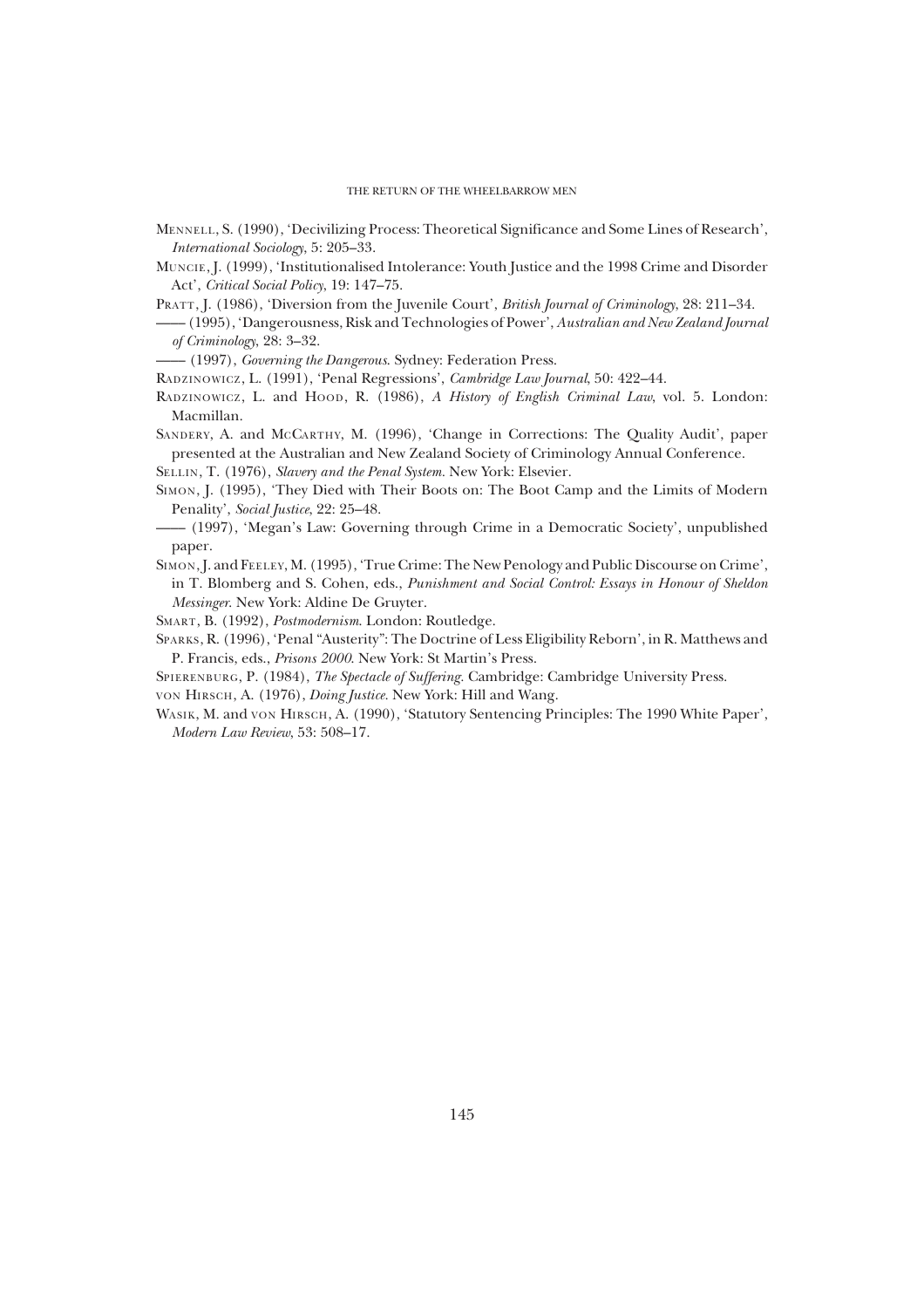Mennell, S. (1990), 'Decivilizing Process: Theoretical Significance and Some Lines of Research', *International Sociology*, 5: 205–33.

Muncie, J. (1999), 'Institutionalised Intolerance: Youth Justice and the 1998 Crime and Disorder Act', *Critical Social Policy*, 19: 147–75.

Pratt, J. (1986), 'Diversion from the Juvenile Court', *British Journal of Criminology*, 28: 211–34.

—— (1995), 'Dangerousness, Risk and Technologies of Power', *Australian and New Zealand Journal of Criminology*, 28: 3–32.

—— (1997), *Governing the Dangerous*. Sydney: Federation Press.

Radzinowicz, L. (1991), 'Penal Regressions', *Cambridge Law Journal*, 50: 422–44.

Radzinowicz, L. and Hood, R. (1986), *A History of English Criminal Law*, vol. 5. London: Macmillan.

Sandery, A. and McCarthy, M. (1996), 'Change in Corrections: The Quality Audit', paper presented at the Australian and New Zealand Society of Criminology Annual Conference.

Sellin, T. (1976), *Slavery and the Penal System*. New York: Elsevier.

Simon, J. (1995), 'They Died with Their Boots on: The Boot Camp and the Limits of Modern Penality', *Social Justice*, 22: 25–48.

—— (1997), 'Megan's Law: Governing through Crime in a Democratic Society', unpublished paper.

Simon, J. and Feeley, M. (1995), 'True Crime: The New Penology and Public Discourse on Crime', in T. Blomberg and S. Cohen, eds., *Punishment and Social Control: Essays in Honour of Sheldon Messinger*. New York: Aldine De Gruyter.

Smart, B. (1992), *Postmodernism*. London: Routledge.

Sparks, R. (1996), 'Penal "Austerity": The Doctrine of Less Eligibility Reborn', in R. Matthews and P. Francis, eds., *Prisons 2000*. New York: St Martin's Press.

Spierenburg, P. (1984), *The Spectacle of Suffering*. Cambridge: Cambridge University Press.

von Hirsch, A. (1976), *Doing Justice*. New York: Hill and Wang.

Wasik, M. and von Hirsch, A. (1990), 'Statutory Sentencing Principles: The 1990 White Paper', *Modern Law Review*, 53: 508–17.